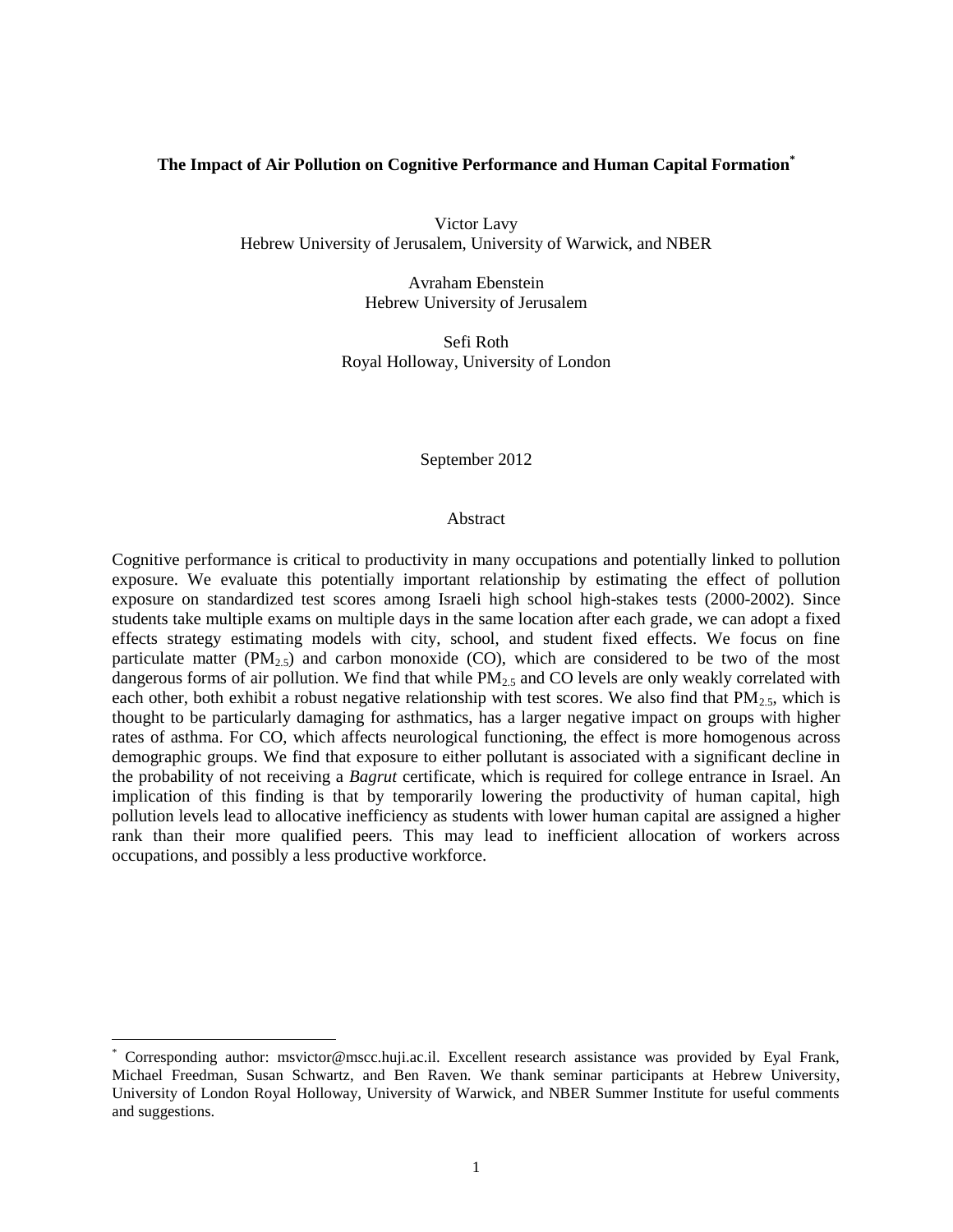# The Impact of Air Pollution on Cognitive Performance and Human Capital Formation[*]

Victor Lavy
Hebrew University of Jerusalem, University of Warwick, and NBER

Avraham Ebenstein
Hebrew University of Jerusalem

Sefi Roth
Royal Holloway, University of London

September 2012

## Abstract

Cognitive performance is critical to productivity in many occupations and potentially linked to pollution exposure. We evaluate this potentially important relationship by estimating the effect of pollution exposure on standardized test scores among Israeli high school high-stakes tests (2000-2002). Since students take multiple exams on multiple days in the same location after each grade, we can adopt a fixed effects strategy estimating models with city, school, and student fixed effects. We focus on fine particulate matter ($PM_{2.5}$) and carbon monoxide (CO), which are considered to be two of the most dangerous forms of air pollution. We find that while $PM_{2.5}$ and CO levels are only weakly correlated with each other, both exhibit a robust negative relationship with test scores. We also find that $PM_{2.5}$, which is thought to be particularly damaging for asthmatics, has a larger negative impact on groups with higher rates of asthma. For CO, which affects neurological functioning, the effect is more homogenous across demographic groups. We find that exposure to either pollutant is associated with a significant decline in the probability of not receiving a *Bagrut* certificate, which is required for college entrance in Israel. An implication of this finding is that by temporarily lowering the productivity of human capital, high pollution levels lead to allocative inefficiency as students with lower human capital are assigned a higher rank than their more qualified peers. This may lead to inefficient allocation of workers across occupations, and possibly a less productive workforce.

---

[*] Corresponding author: msvictor@mscc.huji.ac.il. Excellent research assistance was provided by Eyal Frank, Michael Freedman, Susan Schwartz, and Ben Raven. We thank seminar participants at Hebrew University, University of London Royal Holloway, University of Warwick, and NBER Summer Institute for useful comments and suggestions.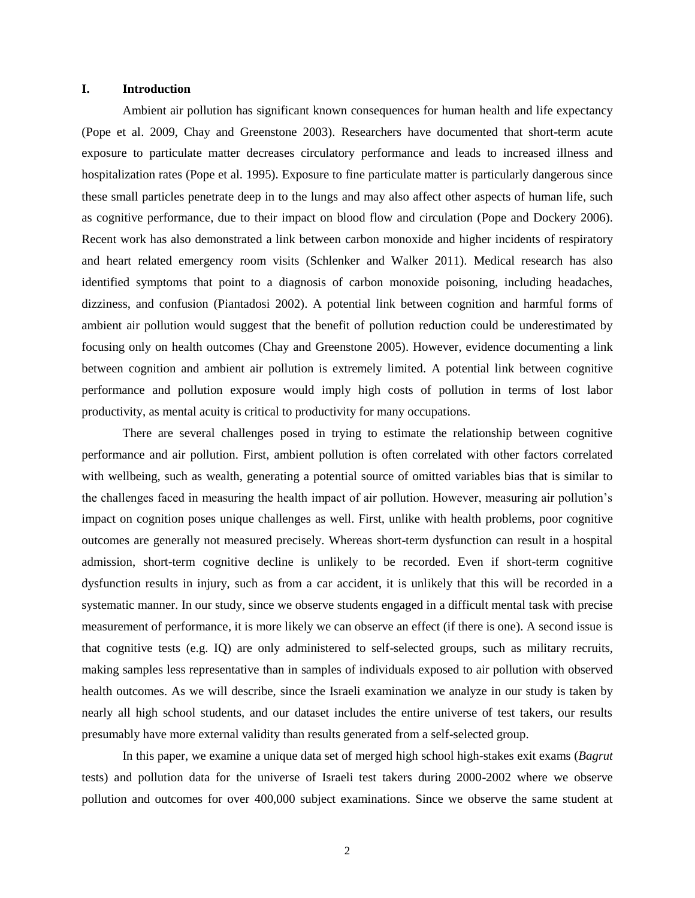## I. Introduction

Ambient air pollution has significant known consequences for human health and life expectancy (Pope et al. 2009, Chay and Greenstone 2003). Researchers have documented that short-term acute exposure to particulate matter decreases circulatory performance and leads to increased illness and hospitalization rates (Pope et al. 1995). Exposure to fine particulate matter is particularly dangerous since these small particles penetrate deep in to the lungs and may also affect other aspects of human life, such as cognitive performance, due to their impact on blood flow and circulation (Pope and Dockery 2006). Recent work has also demonstrated a link between carbon monoxide and higher incidents of respiratory and heart related emergency room visits (Schlenker and Walker 2011). Medical research has also identified symptoms that point to a diagnosis of carbon monoxide poisoning, including headaches, dizziness, and confusion (Piantadosi 2002). A potential link between cognition and harmful forms of ambient air pollution would suggest that the benefit of pollution reduction could be underestimated by focusing only on health outcomes (Chay and Greenstone 2005). However, evidence documenting a link between cognition and ambient air pollution is extremely limited. A potential link between cognitive performance and pollution exposure would imply high costs of pollution in terms of lost labor productivity, as mental acuity is critical to productivity for many occupations.

There are several challenges posed in trying to estimate the relationship between cognitive performance and air pollution. First, ambient pollution is often correlated with other factors correlated with wellbeing, such as wealth, generating a potential source of omitted variables bias that is similar to the challenges faced in measuring the health impact of air pollution. However, measuring air pollution's impact on cognition poses unique challenges as well. First, unlike with health problems, poor cognitive outcomes are generally not measured precisely. Whereas short-term dysfunction can result in a hospital admission, short-term cognitive decline is unlikely to be recorded. Even if short-term cognitive dysfunction results in injury, such as from a car accident, it is unlikely that this will be recorded in a systematic manner. In our study, since we observe students engaged in a difficult mental task with precise measurement of performance, it is more likely we can observe an effect (if there is one). A second issue is that cognitive tests (e.g. IQ) are only administered to self-selected groups, such as military recruits, making samples less representative than in samples of individuals exposed to air pollution with observed health outcomes. As we will describe, since the Israeli examination we analyze in our study is taken by nearly all high school students, and our dataset includes the entire universe of test takers, our results presumably have more external validity than results generated from a self-selected group.

In this paper, we examine a unique data set of merged high school high-stakes exit exams (*Bagrut* tests) and pollution data for the universe of Israeli test takers during 2000-2002 where we observe pollution and outcomes for over 400,000 subject examinations. Since we observe the same student at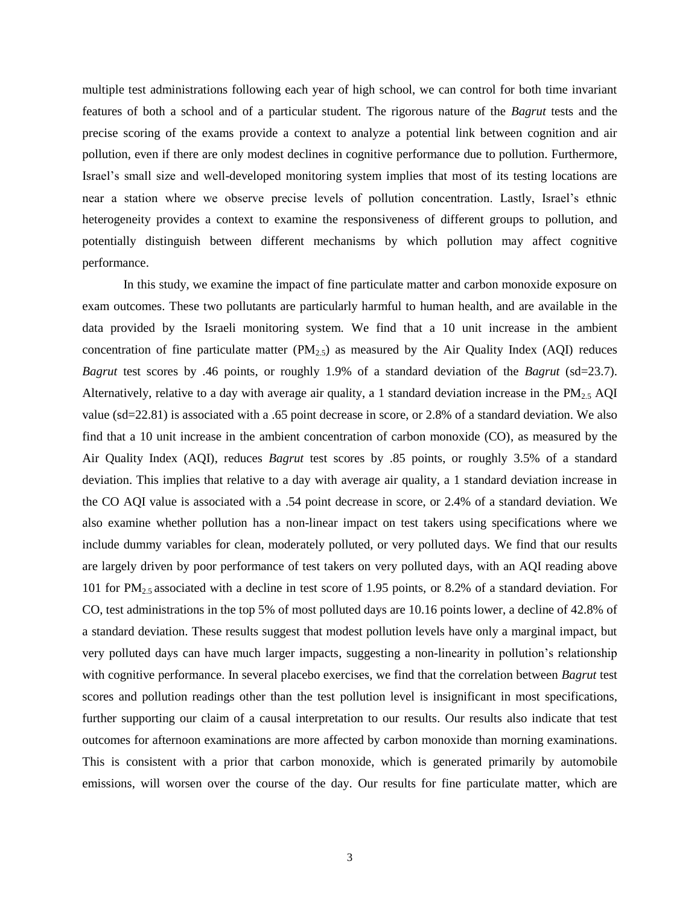multiple test administrations following each year of high school, we can control for both time invariant features of both a school and of a particular student. The rigorous nature of the *Bagrut* tests and the precise scoring of the exams provide a context to analyze a potential link between cognition and air pollution, even if there are only modest declines in cognitive performance due to pollution. Furthermore, Israel's small size and well-developed monitoring system implies that most of its testing locations are near a station where we observe precise levels of pollution concentration. Lastly, Israel's ethnic heterogeneity provides a context to examine the responsiveness of different groups to pollution, and potentially distinguish between different mechanisms by which pollution may affect cognitive performance.

In this study, we examine the impact of fine particulate matter and carbon monoxide exposure on exam outcomes. These two pollutants are particularly harmful to human health, and are available in the data provided by the Israeli monitoring system. We find that a 10 unit increase in the ambient concentration of fine particulate matter ($PM_{2.5}$) as measured by the Air Quality Index (AQI) reduces *Bagrut* test scores by .46 points, or roughly 1.9% of a standard deviation of the *Bagrut* (sd=23.7). Alternatively, relative to a day with average air quality, a 1 standard deviation increase in the $PM_{2.5}$ AQI value (sd=22.81) is associated with a .65 point decrease in score, or 2.8% of a standard deviation. We also find that a 10 unit increase in the ambient concentration of carbon monoxide (CO), as measured by the Air Quality Index (AQI), reduces *Bagrut* test scores by .85 points, or roughly 3.5% of a standard deviation. This implies that relative to a day with average air quality, a 1 standard deviation increase in the CO AQI value is associated with a .54 point decrease in score, or 2.4% of a standard deviation. We also examine whether pollution has a non-linear impact on test takers using specifications where we include dummy variables for clean, moderately polluted, or very polluted days. We find that our results are largely driven by poor performance of test takers on very polluted days, with an AQI reading above 101 for $PM_{2.5}$ associated with a decline in test score of 1.95 points, or 8.2% of a standard deviation. For CO, test administrations in the top 5% of most polluted days are 10.16 points lower, a decline of 42.8% of a standard deviation. These results suggest that modest pollution levels have only a marginal impact, but very polluted days can have much larger impacts, suggesting a non-linearity in pollution's relationship with cognitive performance. In several placebo exercises, we find that the correlation between *Bagrut* test scores and pollution readings other than the test pollution level is insignificant in most specifications, further supporting our claim of a causal interpretation to our results. Our results also indicate that test outcomes for afternoon examinations are more affected by carbon monoxide than morning examinations. This is consistent with a prior that carbon monoxide, which is generated primarily by automobile emissions, will worsen over the course of the day. Our results for fine particulate matter, which are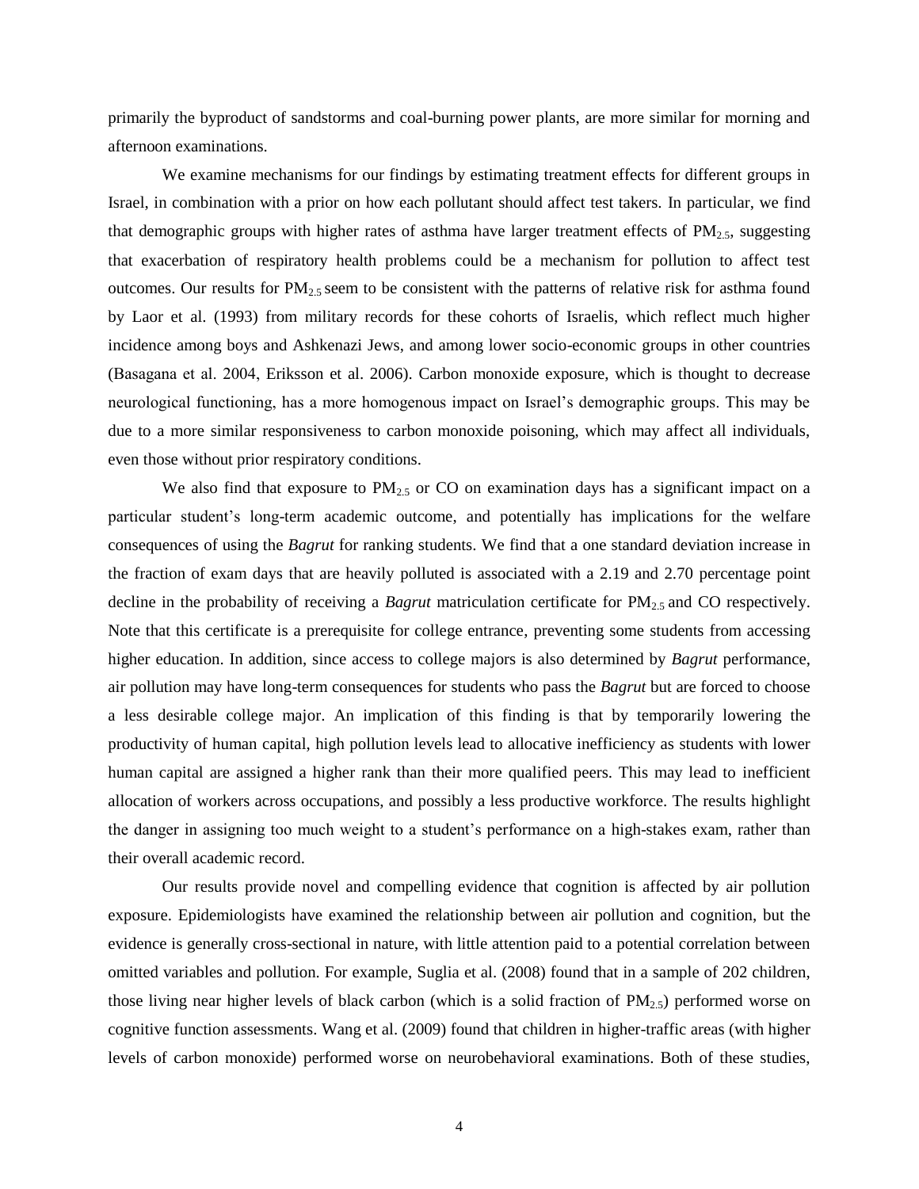primarily the byproduct of sandstorms and coal-burning power plants, are more similar for morning and afternoon examinations.

We examine mechanisms for our findings by estimating treatment effects for different groups in Israel, in combination with a prior on how each pollutant should affect test takers. In particular, we find that demographic groups with higher rates of asthma have larger treatment effects of $PM_{2.5}$, suggesting that exacerbation of respiratory health problems could be a mechanism for pollution to affect test outcomes. Our results for $PM_{2.5}$ seem to be consistent with the patterns of relative risk for asthma found by Laor et al. (1993) from military records for these cohorts of Israelis, which reflect much higher incidence among boys and Ashkenazi Jews, and among lower socio-economic groups in other countries (Basagana et al. 2004, Eriksson et al. 2006). Carbon monoxide exposure, which is thought to decrease neurological functioning, has a more homogenous impact on Israel's demographic groups. This may be due to a more similar responsiveness to carbon monoxide poisoning, which may affect all individuals, even those without prior respiratory conditions.

We also find that exposure to $PM_{2.5}$ or CO on examination days has a significant impact on a particular student's long-term academic outcome, and potentially has implications for the welfare consequences of using the *Bagrut* for ranking students. We find that a one standard deviation increase in the fraction of exam days that are heavily polluted is associated with a 2.19 and 2.70 percentage point decline in the probability of receiving a *Bagrut* matriculation certificate for $PM_{2.5}$ and CO respectively. Note that this certificate is a prerequisite for college entrance, preventing some students from accessing higher education. In addition, since access to college majors is also determined by *Bagrut* performance, air pollution may have long-term consequences for students who pass the *Bagrut* but are forced to choose a less desirable college major. An implication of this finding is that by temporarily lowering the productivity of human capital, high pollution levels lead to allocative inefficiency as students with lower human capital are assigned a higher rank than their more qualified peers. This may lead to inefficient allocation of workers across occupations, and possibly a less productive workforce. The results highlight the danger in assigning too much weight to a student's performance on a high-stakes exam, rather than their overall academic record.

Our results provide novel and compelling evidence that cognition is affected by air pollution exposure. Epidemiologists have examined the relationship between air pollution and cognition, but the evidence is generally cross-sectional in nature, with little attention paid to a potential correlation between omitted variables and pollution. For example, Suglia et al. (2008) found that in a sample of 202 children, those living near higher levels of black carbon (which is a solid fraction of $PM_{2.5}$) performed worse on cognitive function assessments. Wang et al. (2009) found that children in higher-traffic areas (with higher levels of carbon monoxide) performed worse on neurobehavioral examinations. Both of these studies,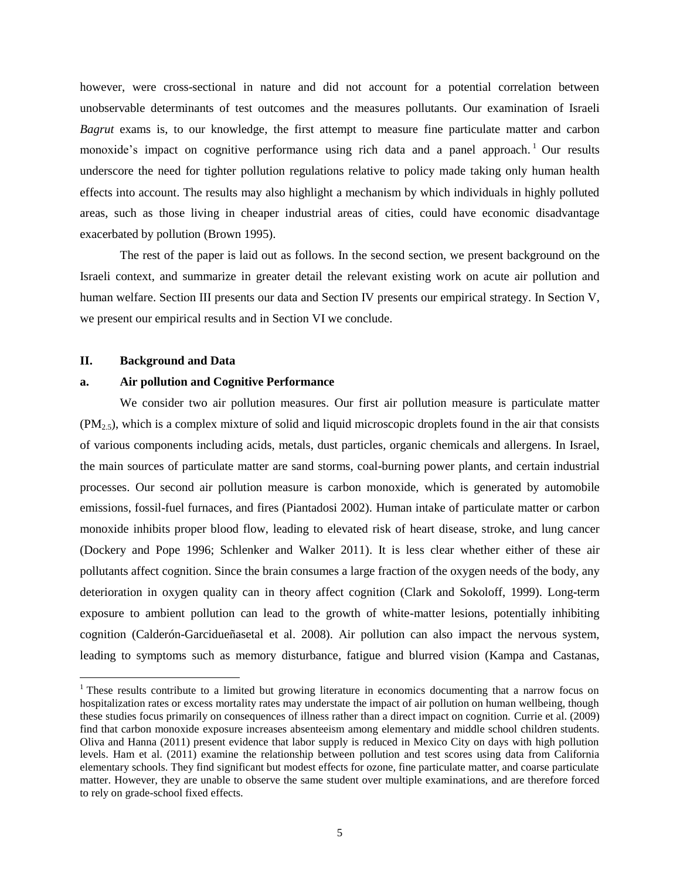however, were cross-sectional in nature and did not account for a potential correlation between unobservable determinants of test outcomes and the measures pollutants. Our examination of Israeli *Bagrut* exams is, to our knowledge, the first attempt to measure fine particulate matter and carbon monoxide's impact on cognitive performance using rich data and a panel approach.[1] Our results underscore the need for tighter pollution regulations relative to policy made taking only human health effects into account. The results may also highlight a mechanism by which individuals in highly polluted areas, such as those living in cheaper industrial areas of cities, could have economic disadvantage exacerbated by pollution (Brown 1995).

The rest of the paper is laid out as follows. In the second section, we present background on the Israeli context, and summarize in greater detail the relevant existing work on acute air pollution and human welfare. Section III presents our data and Section IV presents our empirical strategy. In Section V, we present our empirical results and in Section VI we conclude.

## II. Background and Data

### a. Air pollution and Cognitive Performance

We consider two air pollution measures. Our first air pollution measure is particulate matter ($PM_{2.5}$), which is a complex mixture of solid and liquid microscopic droplets found in the air that consists of various components including acids, metals, dust particles, organic chemicals and allergens. In Israel, the main sources of particulate matter are sand storms, coal-burning power plants, and certain industrial processes. Our second air pollution measure is carbon monoxide, which is generated by automobile emissions, fossil-fuel furnaces, and fires (Piantadosi 2002). Human intake of particulate matter or carbon monoxide inhibits proper blood flow, leading to elevated risk of heart disease, stroke, and lung cancer (Dockery and Pope 1996; Schlenker and Walker 2011). It is less clear whether either of these air pollutants affect cognition. Since the brain consumes a large fraction of the oxygen needs of the body, any deterioration in oxygen quality can in theory affect cognition (Clark and Sokoloff, 1999). Long-term exposure to ambient pollution can lead to the growth of white-matter lesions, potentially inhibiting cognition (Calderón-Garcidueñasetal et al. 2008). Air pollution can also impact the nervous system, leading to symptoms such as memory disturbance, fatigue and blurred vision (Kampa and Castanas,

---

[1] These results contribute to a limited but growing literature in economics documenting that a narrow focus on hospitalization rates or excess mortality rates may understate the impact of air pollution on human wellbeing, though these studies focus primarily on consequences of illness rather than a direct impact on cognition. Currie et al. (2009) find that carbon monoxide exposure increases absenteeism among elementary and middle school children students. Oliva and Hanna (2011) present evidence that labor supply is reduced in Mexico City on days with high pollution levels. Ham et al. (2011) examine the relationship between pollution and test scores using data from California elementary schools. They find significant but modest effects for ozone, fine particulate matter, and coarse particulate matter. However, they are unable to observe the same student over multiple examinations, and are therefore forced to rely on grade-school fixed effects.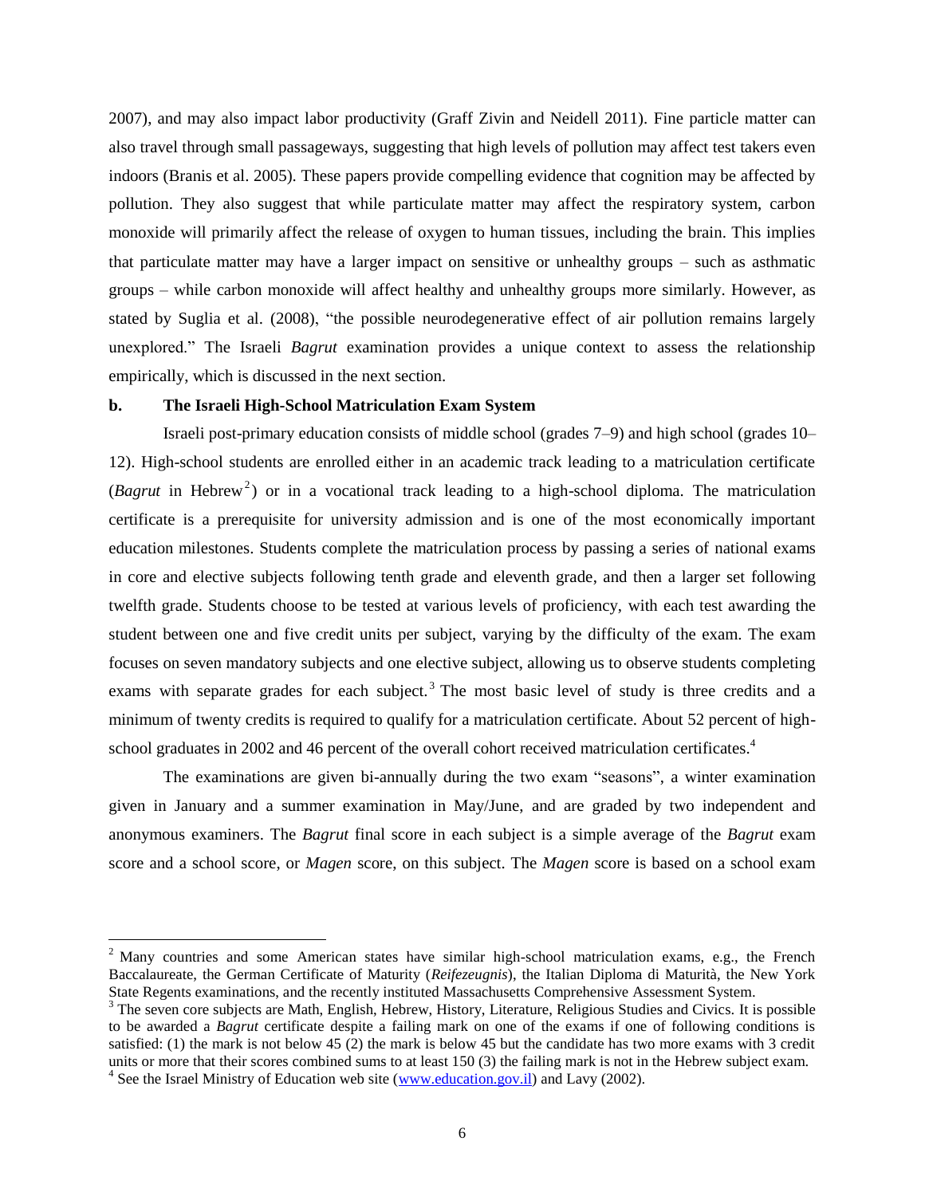2007), and may also impact labor productivity (Graff Zivin and Neidell 2011). Fine particle matter can also travel through small passageways, suggesting that high levels of pollution may affect test takers even indoors (Branis et al. 2005). These papers provide compelling evidence that cognition may be affected by pollution. They also suggest that while particulate matter may affect the respiratory system, carbon monoxide will primarily affect the release of oxygen to human tissues, including the brain. This implies that particulate matter may have a larger impact on sensitive or unhealthy groups – such as asthmatic groups – while carbon monoxide will affect healthy and unhealthy groups more similarly. However, as stated by Suglia et al. (2008), "the possible neurodegenerative effect of air pollution remains largely unexplored." The Israeli *Bagrut* examination provides a unique context to assess the relationship empirically, which is discussed in the next section.

### b. The Israeli High-School Matriculation Exam System

Israeli post-primary education consists of middle school (grades 7–9) and high school (grades 10–12). High-school students are enrolled either in an academic track leading to a matriculation certificate (*Bagrut* in Hebrew[2]) or in a vocational track leading to a high-school diploma. The matriculation certificate is a prerequisite for university admission and is one of the most economically important education milestones. Students complete the matriculation process by passing a series of national exams in core and elective subjects following tenth grade and eleventh grade, and then a larger set following twelfth grade. Students choose to be tested at various levels of proficiency, with each test awarding the student between one and five credit units per subject, varying by the difficulty of the exam. The exam focuses on seven mandatory subjects and one elective subject, allowing us to observe students completing exams with separate grades for each subject.[3] The most basic level of study is three credits and a minimum of twenty credits is required to qualify for a matriculation certificate. About 52 percent of high-school graduates in 2002 and 46 percent of the overall cohort received matriculation certificates.[4]

The examinations are given bi-annually during the two exam "seasons", a winter examination given in January and a summer examination in May/June, and are graded by two independent and anonymous examiners. The *Bagrut* final score in each subject is a simple average of the *Bagrut* exam score and a school score, or *Magen* score, on this subject. The *Magen* score is based on a school exam

---

[2] Many countries and some American states have similar high-school matriculation exams, e.g., the French Baccalaureate, the German Certificate of Maturity (*Reifezeugnis*), the Italian Diploma di Maturità, the New York State Regents examinations, and the recently instituted Massachusetts Comprehensive Assessment System.

[3] The seven core subjects are Math, English, Hebrew, History, Literature, Religious Studies and Civics. It is possible to be awarded a *Bagrut* certificate despite a failing mark on one of the exams if one of following conditions is satisfied: (1) the mark is not below 45 (2) the mark is below 45 but the candidate has two more exams with 3 credit units or more that their scores combined sums to at least 150 (3) the failing mark is not in the Hebrew subject exam.

[4] See the Israel Ministry of Education web site (www.education.gov.il) and Lavy (2002).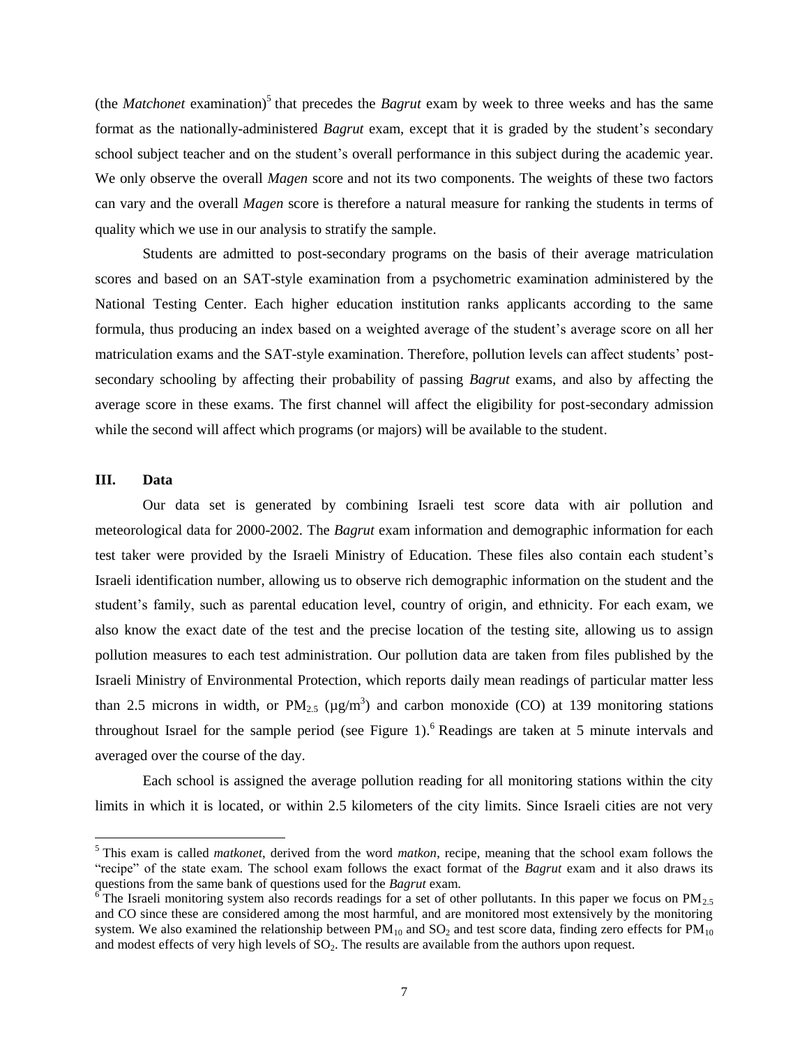(the *Matchonet* examination)[5] that precedes the *Bagrut* exam by week to three weeks and has the same format as the nationally-administered *Bagrut* exam, except that it is graded by the student's secondary school subject teacher and on the student's overall performance in this subject during the academic year. We only observe the overall *Magen* score and not its two components. The weights of these two factors can vary and the overall *Magen* score is therefore a natural measure for ranking the students in terms of quality which we use in our analysis to stratify the sample.

Students are admitted to post-secondary programs on the basis of their average matriculation scores and based on an SAT-style examination from a psychometric examination administered by the National Testing Center. Each higher education institution ranks applicants according to the same formula, thus producing an index based on a weighted average of the student's average score on all her matriculation exams and the SAT-style examination. Therefore, pollution levels can affect students' post-secondary schooling by affecting their probability of passing *Bagrut* exams, and also by affecting the average score in these exams. The first channel will affect the eligibility for post-secondary admission while the second will affect which programs (or majors) will be available to the student.

## III. Data

Our data set is generated by combining Israeli test score data with air pollution and meteorological data for 2000-2002. The *Bagrut* exam information and demographic information for each test taker were provided by the Israeli Ministry of Education. These files also contain each student's Israeli identification number, allowing us to observe rich demographic information on the student and the student's family, such as parental education level, country of origin, and ethnicity. For each exam, we also know the exact date of the test and the precise location of the testing site, allowing us to assign pollution measures to each test administration. Our pollution data are taken from files published by the Israeli Ministry of Environmental Protection, which reports daily mean readings of particular matter less than 2.5 microns in width, or $PM_{2.5}$ ($\mu g/m^3$) and carbon monoxide (CO) at 139 monitoring stations throughout Israel for the sample period (see Figure 1).[6] Readings are taken at 5 minute intervals and averaged over the course of the day.

Each school is assigned the average pollution reading for all monitoring stations within the city limits in which it is located, or within 2.5 kilometers of the city limits. Since Israeli cities are not very

---

[5] This exam is called *matkonet*, derived from the word *matkon*, recipe, meaning that the school exam follows the "recipe" of the state exam. The school exam follows the exact format of the *Bagrut* exam and it also draws its questions from the same bank of questions used for the *Bagrut* exam.

[6] The Israeli monitoring system also records readings for a set of other pollutants. In this paper we focus on $PM_{2.5}$ and CO since these are considered among the most harmful, and are monitored most extensively by the monitoring system. We also examined the relationship between $PM_{10}$ and $SO_2$ and test score data, finding zero effects for $PM_{10}$ and modest effects of very high levels of $SO_2$. The results are available from the authors upon request.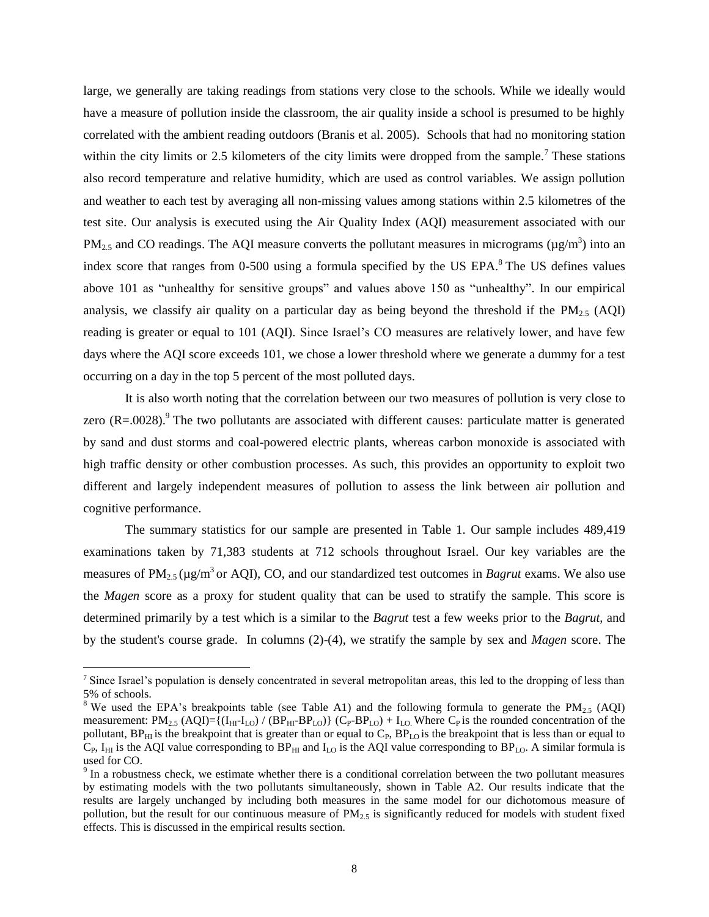large, we generally are taking readings from stations very close to the schools. While we ideally would have a measure of pollution inside the classroom, the air quality inside a school is presumed to be highly correlated with the ambient reading outdoors (Branis et al. 2005). Schools that had no monitoring station within the city limits or 2.5 kilometers of the city limits were dropped from the sample.[7] These stations also record temperature and relative humidity, which are used as control variables. We assign pollution and weather to each test by averaging all non-missing values among stations within 2.5 kilometres of the test site. Our analysis is executed using the Air Quality Index (AQI) measurement associated with our $PM_{2.5}$ and CO readings. The AQI measure converts the pollutant measures in micrograms ($\mu g/m^3$) into an index score that ranges from 0-500 using a formula specified by the US EPA.[8] The US defines values above 101 as "unhealthy for sensitive groups" and values above 150 as "unhealthy". In our empirical analysis, we classify air quality on a particular day as being beyond the threshold if the $PM_{2.5}$ (AQI) reading is greater or equal to 101 (AQI). Since Israel's CO measures are relatively lower, and have few days where the AQI score exceeds 101, we chose a lower threshold where we generate a dummy for a test occurring on a day in the top 5 percent of the most polluted days.

It is also worth noting that the correlation between our two measures of pollution is very close to zero (R=.0028).[9] The two pollutants are associated with different causes: particulate matter is generated by sand and dust storms and coal-powered electric plants, whereas carbon monoxide is associated with high traffic density or other combustion processes. As such, this provides an opportunity to exploit two different and largely independent measures of pollution to assess the link between air pollution and cognitive performance.

The summary statistics for our sample are presented in Table 1. Our sample includes 489,419 examinations taken by 71,383 students at 712 schools throughout Israel. Our key variables are the measures of $PM_{2.5}$ ($\mu g/m^3$ or AQI), CO, and our standardized test outcomes in *Bagrut* exams. We also use the *Magen* score as a proxy for student quality that can be used to stratify the sample. This score is determined primarily by a test which is a similar to the *Bagrut* test a few weeks prior to the *Bagrut*, and by the student's course grade. In columns (2)-(4), we stratify the sample by sex and *Magen* score. The

---

[7] Since Israel's population is densely concentrated in several metropolitan areas, this led to the dropping of less than 5% of schools.

[8] We used the EPA's breakpoints table (see Table A1) and the following formula to generate the $PM_{2.5}$ (AQI) measurement: $PM_{2.5}$ (AQI)=$\{(I_{HI}-I_{LO}) / (BP_{HI}-BP_{LO})\}$ $(C_P-BP_{LO}) + I_{LO}$. Where $C_P$ is the rounded concentration of the pollutant, $BP_{HI}$ is the breakpoint that is greater than or equal to $C_P$, $BP_{LO}$ is the breakpoint that is less than or equal to $C_P$, $I_{HI}$ is the AQI value corresponding to $BP_{HI}$ and $I_{LO}$ is the AQI value corresponding to $BP_{LO}$. A similar formula is used for CO.

[9] In a robustness check, we estimate whether there is a conditional correlation between the two pollutant measures by estimating models with the two pollutants simultaneously, shown in Table A2. Our results indicate that the results are largely unchanged by including both measures in the same model for our dichotomous measure of pollution, but the result for our continuous measure of $PM_{2.5}$ is significantly reduced for models with student fixed effects. This is discussed in the empirical results section.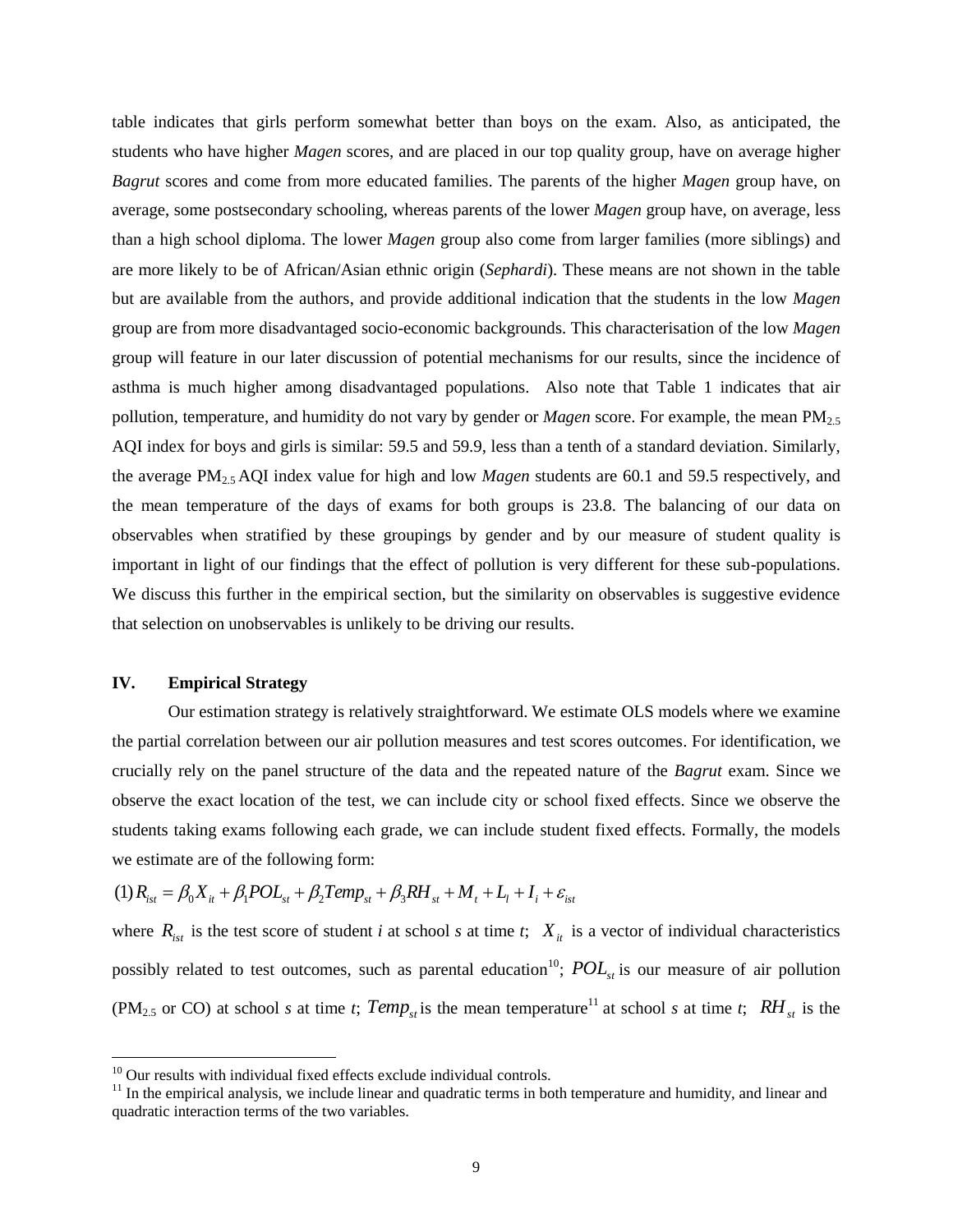table indicates that girls perform somewhat better than boys on the exam. Also, as anticipated, the students who have higher *Magen* scores, and are placed in our top quality group, have on average higher *Bagrut* scores and come from more educated families. The parents of the higher *Magen* group have, on average, some postsecondary schooling, whereas parents of the lower *Magen* group have, on average, less than a high school diploma. The lower *Magen* group also come from larger families (more siblings) and are more likely to be of African/Asian ethnic origin (*Sephardi*). These means are not shown in the table but are available from the authors, and provide additional indication that the students in the low *Magen* group are from more disadvantaged socio-economic backgrounds. This characterisation of the low *Magen* group will feature in our later discussion of potential mechanisms for our results, since the incidence of asthma is much higher among disadvantaged populations. Also note that Table 1 indicates that air pollution, temperature, and humidity do not vary by gender or *Magen* score. For example, the mean $PM_{2.5}$ AQI index for boys and girls is similar: 59.5 and 59.9, less than a tenth of a standard deviation. Similarly, the average $PM_{2.5}$ AQI index value for high and low *Magen* students are 60.1 and 59.5 respectively, and the mean temperature of the days of exams for both groups is 23.8. The balancing of our data on observables when stratified by these groupings by gender and by our measure of student quality is important in light of our findings that the effect of pollution is very different for these sub-populations. We discuss this further in the empirical section, but the similarity on observables is suggestive evidence that selection on unobservables is unlikely to be driving our results.

## IV. Empirical Strategy

Our estimation strategy is relatively straightforward. We estimate OLS models where we examine the partial correlation between our air pollution measures and test scores outcomes. For identification, we crucially rely on the panel structure of the data and the repeated nature of the *Bagrut* exam. Since we observe the exact location of the test, we can include city or school fixed effects. Since we observe the students taking exams following each grade, we can include student fixed effects. Formally, the models we estimate are of the following form:

$$(1)\, R_{ist} = \beta_0 X_{it} + \beta_1 POL_{st} + \beta_2 Temp_{st} + \beta_3 RH_{st} + M_t + L_l + I_i + \varepsilon_{ist}$$

where $R_{ist}$ is the test score of student *i* at school *s* at time *t*; $X_{it}$ is a vector of individual characteristics possibly related to test outcomes, such as parental education[10]; $POL_{st}$ is our measure of air pollution ($PM_{2.5}$ or CO) at school *s* at time *t*; $Temp_{st}$ is the mean temperature[11] at school *s* at time *t*; $RH_{st}$ is the

[10] Our results with individual fixed effects exclude individual controls.

[11] In the empirical analysis, we include linear and quadratic terms in both temperature and humidity, and linear and quadratic interaction terms of the two variables.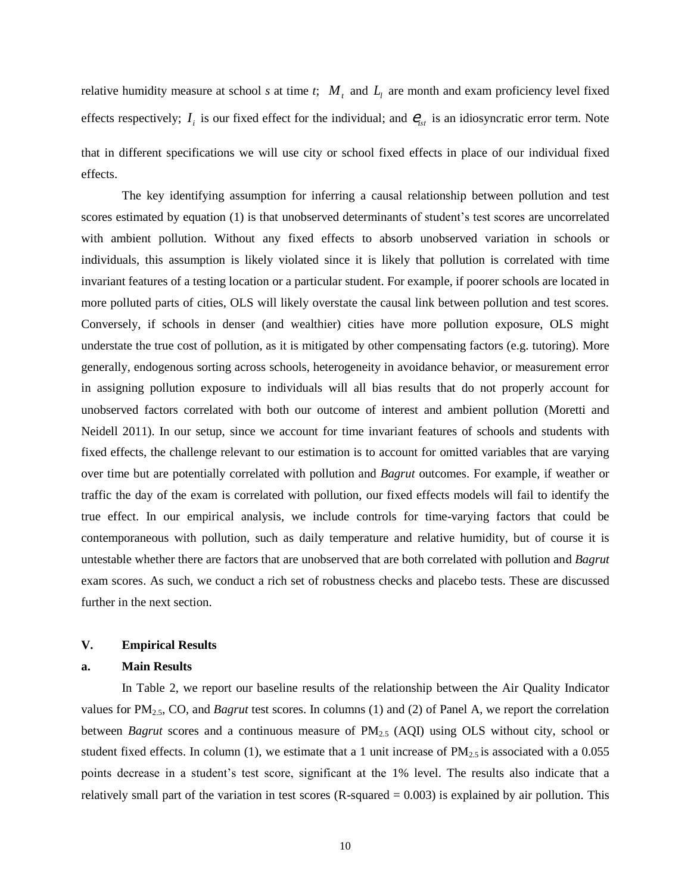relative humidity measure at school *s* at time *t*; $M_t$ and $L_l$ are month and exam proficiency level fixed effects respectively; $I_i$ is our fixed effect for the individual; and $e_{ist}$ is an idiosyncratic error term. Note that in different specifications we will use city or school fixed effects in place of our individual fixed effects.

The key identifying assumption for inferring a causal relationship between pollution and test scores estimated by equation (1) is that unobserved determinants of student's test scores are uncorrelated with ambient pollution. Without any fixed effects to absorb unobserved variation in schools or individuals, this assumption is likely violated since it is likely that pollution is correlated with time invariant features of a testing location or a particular student. For example, if poorer schools are located in more polluted parts of cities, OLS will likely overstate the causal link between pollution and test scores. Conversely, if schools in denser (and wealthier) cities have more pollution exposure, OLS might understate the true cost of pollution, as it is mitigated by other compensating factors (e.g. tutoring). More generally, endogenous sorting across schools, heterogeneity in avoidance behavior, or measurement error in assigning pollution exposure to individuals will all bias results that do not properly account for unobserved factors correlated with both our outcome of interest and ambient pollution (Moretti and Neidell 2011). In our setup, since we account for time invariant features of schools and students with fixed effects, the challenge relevant to our estimation is to account for omitted variables that are varying over time but are potentially correlated with pollution and *Bagrut* outcomes. For example, if weather or traffic the day of the exam is correlated with pollution, our fixed effects models will fail to identify the true effect. In our empirical analysis, we include controls for time-varying factors that could be contemporaneous with pollution, such as daily temperature and relative humidity, but of course it is untestable whether there are factors that are unobserved that are both correlated with pollution and *Bagrut* exam scores. As such, we conduct a rich set of robustness checks and placebo tests. These are discussed further in the next section.

## V. Empirical Results

### a. Main Results

In Table 2, we report our baseline results of the relationship between the Air Quality Indicator values for $PM_{2.5}$, CO, and *Bagrut* test scores. In columns (1) and (2) of Panel A, we report the correlation between *Bagrut* scores and a continuous measure of $PM_{2.5}$ (AQI) using OLS without city, school or student fixed effects. In column (1), we estimate that a 1 unit increase of $PM_{2.5}$ is associated with a 0.055 points decrease in a student's test score, significant at the 1% level. The results also indicate that a relatively small part of the variation in test scores (R-squared = 0.003) is explained by air pollution. This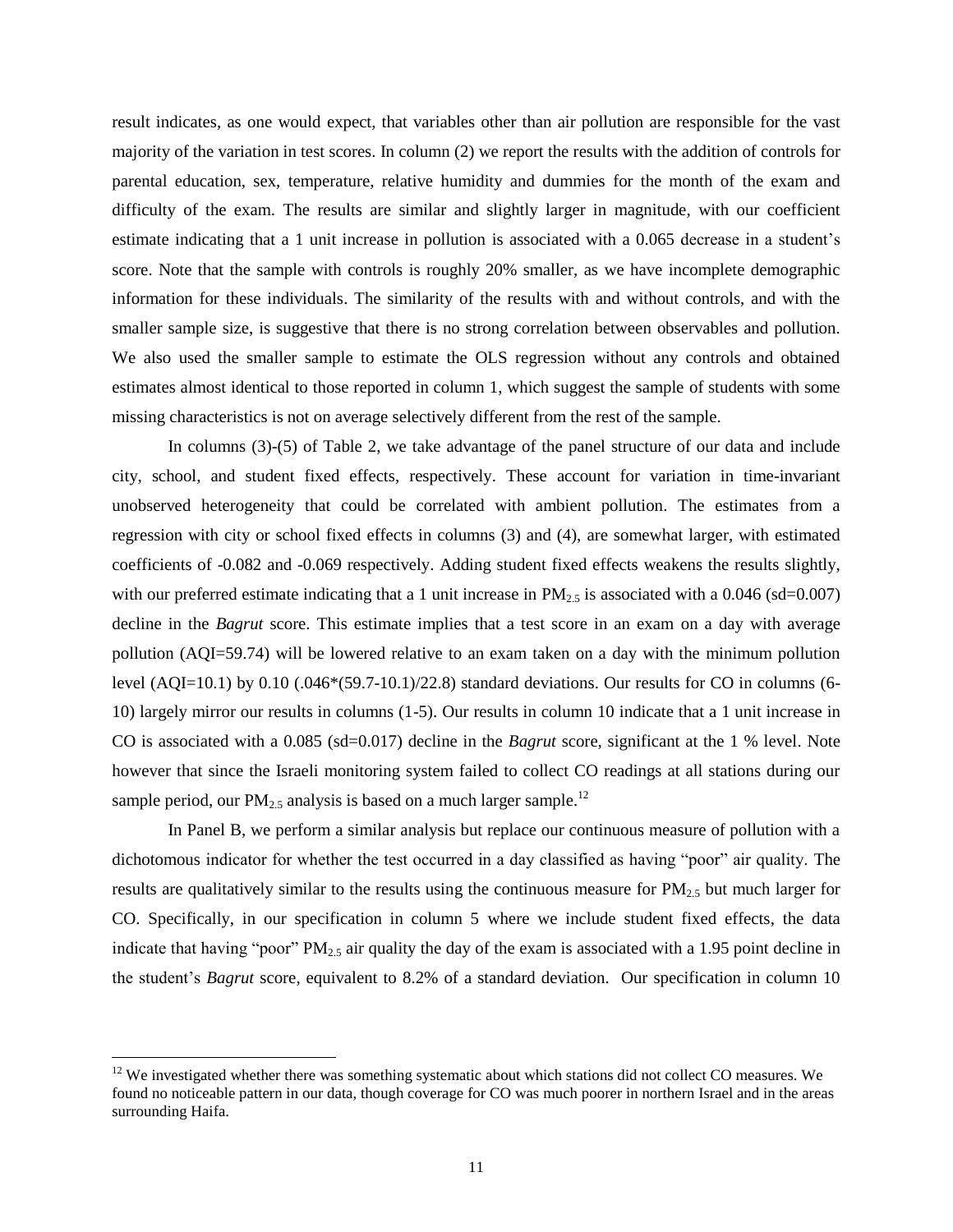result indicates, as one would expect, that variables other than air pollution are responsible for the vast majority of the variation in test scores. In column (2) we report the results with the addition of controls for parental education, sex, temperature, relative humidity and dummies for the month of the exam and difficulty of the exam. The results are similar and slightly larger in magnitude, with our coefficient estimate indicating that a 1 unit increase in pollution is associated with a 0.065 decrease in a student's score. Note that the sample with controls is roughly 20% smaller, as we have incomplete demographic information for these individuals. The similarity of the results with and without controls, and with the smaller sample size, is suggestive that there is no strong correlation between observables and pollution. We also used the smaller sample to estimate the OLS regression without any controls and obtained estimates almost identical to those reported in column 1, which suggest the sample of students with some missing characteristics is not on average selectively different from the rest of the sample.

In columns (3)-(5) of Table 2, we take advantage of the panel structure of our data and include city, school, and student fixed effects, respectively. These account for variation in time-invariant unobserved heterogeneity that could be correlated with ambient pollution. The estimates from a regression with city or school fixed effects in columns (3) and (4), are somewhat larger, with estimated coefficients of -0.082 and -0.069 respectively. Adding student fixed effects weakens the results slightly, with our preferred estimate indicating that a 1 unit increase in $PM_{2.5}$ is associated with a 0.046 (sd=0.007) decline in the *Bagrut* score. This estimate implies that a test score in an exam on a day with average pollution (AQI=59.74) will be lowered relative to an exam taken on a day with the minimum pollution level (AQI=10.1) by 0.10 (.046*(59.7-10.1)/22.8) standard deviations. Our results for CO in columns (6-10) largely mirror our results in columns (1-5). Our results in column 10 indicate that a 1 unit increase in CO is associated with a 0.085 (sd=0.017) decline in the *Bagrut* score, significant at the 1 % level. Note however that since the Israeli monitoring system failed to collect CO readings at all stations during our sample period, our $PM_{2.5}$ analysis is based on a much larger sample.[12]

In Panel B, we perform a similar analysis but replace our continuous measure of pollution with a dichotomous indicator for whether the test occurred in a day classified as having "poor" air quality. The results are qualitatively similar to the results using the continuous measure for $PM_{2.5}$ but much larger for CO. Specifically, in our specification in column 5 where we include student fixed effects, the data indicate that having "poor" $PM_{2.5}$ air quality the day of the exam is associated with a 1.95 point decline in the student's *Bagrut* score, equivalent to 8.2% of a standard deviation. Our specification in column 10

[12] We investigated whether there was something systematic about which stations did not collect CO measures. We found no noticeable pattern in our data, though coverage for CO was much poorer in northern Israel and in the areas surrounding Haifa.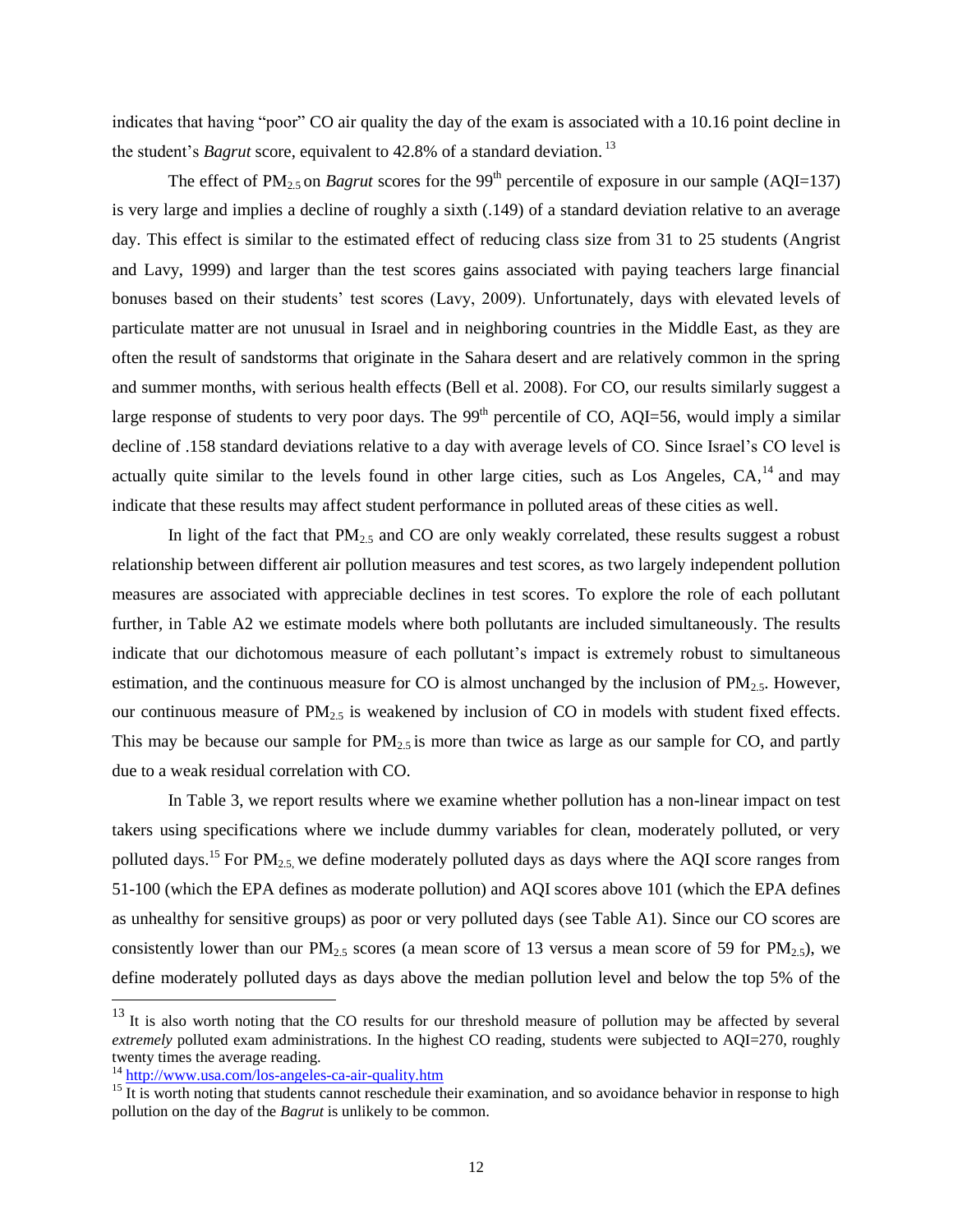indicates that having "poor" CO air quality the day of the exam is associated with a 10.16 point decline in the student's *Bagrut* score, equivalent to 42.8% of a standard deviation.[13]

The effect of $PM_{2.5}$ on *Bagrut* scores for the 99[th] percentile of exposure in our sample (AQI=137) is very large and implies a decline of roughly a sixth (.149) of a standard deviation relative to an average day. This effect is similar to the estimated effect of reducing class size from 31 to 25 students (Angrist and Lavy, 1999) and larger than the test scores gains associated with paying teachers large financial bonuses based on their students' test scores (Lavy, 2009). Unfortunately, days with elevated levels of particulate matter are not unusual in Israel and in neighboring countries in the Middle East, as they are often the result of sandstorms that originate in the Sahara desert and are relatively common in the spring and summer months, with serious health effects (Bell et al. 2008). For CO, our results similarly suggest a large response of students to very poor days. The 99[th] percentile of CO, AQI=56, would imply a similar decline of .158 standard deviations relative to a day with average levels of CO. Since Israel's CO level is actually quite similar to the levels found in other large cities, such as Los Angeles, CA,[14] and may indicate that these results may affect student performance in polluted areas of these cities as well.

In light of the fact that $PM_{2.5}$ and CO are only weakly correlated, these results suggest a robust relationship between different air pollution measures and test scores, as two largely independent pollution measures are associated with appreciable declines in test scores. To explore the role of each pollutant further, in Table A2 we estimate models where both pollutants are included simultaneously. The results indicate that our dichotomous measure of each pollutant's impact is extremely robust to simultaneous estimation, and the continuous measure for CO is almost unchanged by the inclusion of $PM_{2.5}$. However, our continuous measure of $PM_{2.5}$ is weakened by inclusion of CO in models with student fixed effects. This may be because our sample for $PM_{2.5}$ is more than twice as large as our sample for CO, and partly due to a weak residual correlation with CO.

In Table 3, we report results where we examine whether pollution has a non-linear impact on test takers using specifications where we include dummy variables for clean, moderately polluted, or very polluted days.[15] For $PM_{2.5,}$ we define moderately polluted days as days where the AQI score ranges from 51-100 (which the EPA defines as moderate pollution) and AQI scores above 101 (which the EPA defines as unhealthy for sensitive groups) as poor or very polluted days (see Table A1). Since our CO scores are consistently lower than our $PM_{2.5}$ scores (a mean score of 13 versus a mean score of 59 for $PM_{2.5}$), we define moderately polluted days as days above the median pollution level and below the top 5% of the

---

[13] It is also worth noting that the CO results for our threshold measure of pollution may be affected by several *extremely* polluted exam administrations. In the highest CO reading, students were subjected to AQI=270, roughly twenty times the average reading.

[14] http://www.usa.com/los-angeles-ca-air-quality.htm

[15] It is worth noting that students cannot reschedule their examination, and so avoidance behavior in response to high pollution on the day of the *Bagrut* is unlikely to be common.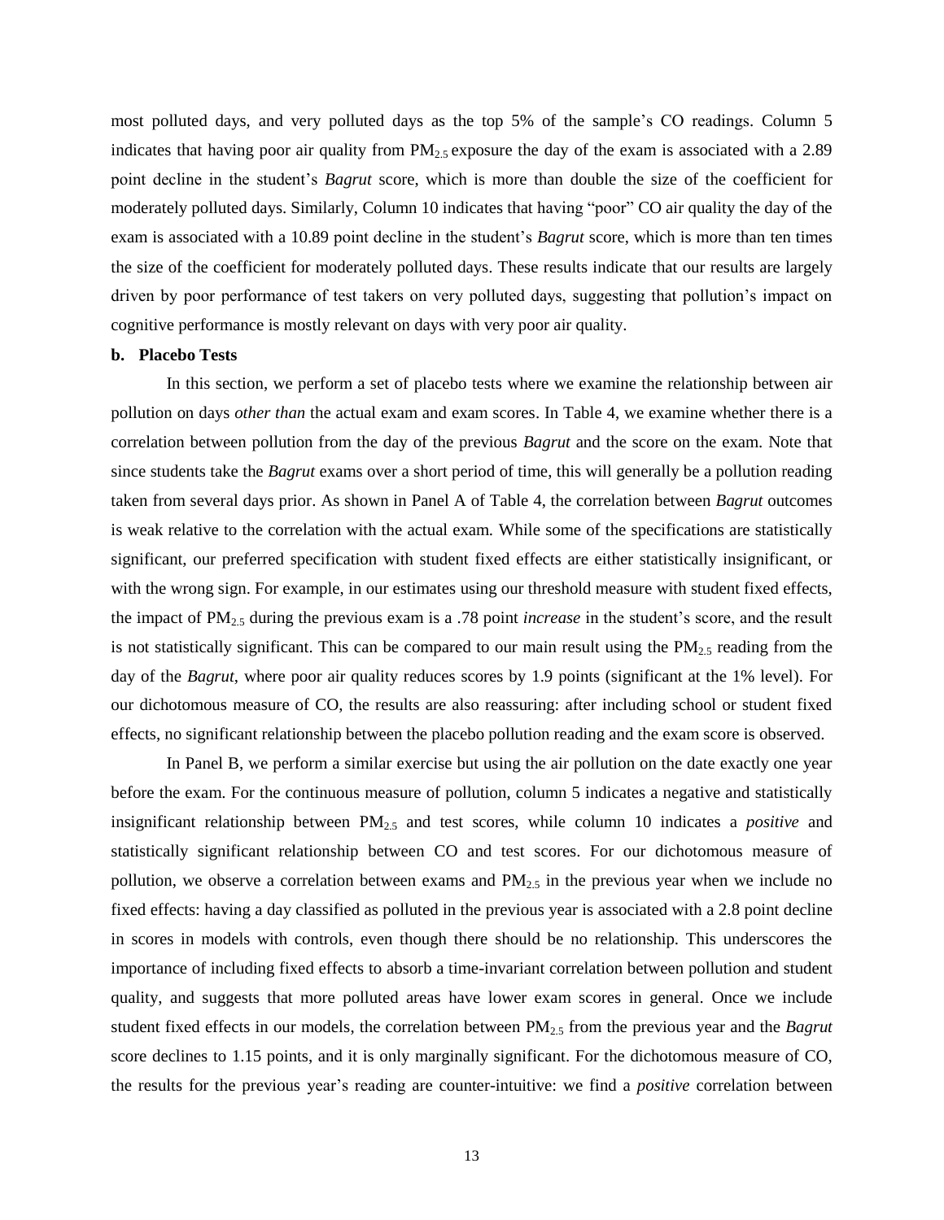most polluted days, and very polluted days as the top 5% of the sample's CO readings. Column 5 indicates that having poor air quality from $PM_{2.5}$ exposure the day of the exam is associated with a 2.89 point decline in the student's *Bagrut* score, which is more than double the size of the coefficient for moderately polluted days. Similarly, Column 10 indicates that having "poor" CO air quality the day of the exam is associated with a 10.89 point decline in the student's *Bagrut* score, which is more than ten times the size of the coefficient for moderately polluted days. These results indicate that our results are largely driven by poor performance of test takers on very polluted days, suggesting that pollution's impact on cognitive performance is mostly relevant on days with very poor air quality.

**b. Placebo Tests**

In this section, we perform a set of placebo tests where we examine the relationship between air pollution on days *other than* the actual exam and exam scores. In Table 4, we examine whether there is a correlation between pollution from the day of the previous *Bagrut* and the score on the exam. Note that since students take the *Bagrut* exams over a short period of time, this will generally be a pollution reading taken from several days prior. As shown in Panel A of Table 4, the correlation between *Bagrut* outcomes is weak relative to the correlation with the actual exam. While some of the specifications are statistically significant, our preferred specification with student fixed effects are either statistically insignificant, or with the wrong sign. For example, in our estimates using our threshold measure with student fixed effects, the impact of $PM_{2.5}$ during the previous exam is a .78 point *increase* in the student's score, and the result is not statistically significant. This can be compared to our main result using the $PM_{2.5}$ reading from the day of the *Bagrut*, where poor air quality reduces scores by 1.9 points (significant at the 1% level). For our dichotomous measure of CO, the results are also reassuring: after including school or student fixed effects, no significant relationship between the placebo pollution reading and the exam score is observed.

In Panel B, we perform a similar exercise but using the air pollution on the date exactly one year before the exam. For the continuous measure of pollution, column 5 indicates a negative and statistically insignificant relationship between $PM_{2.5}$ and test scores, while column 10 indicates a *positive* and statistically significant relationship between CO and test scores. For our dichotomous measure of pollution, we observe a correlation between exams and $PM_{2.5}$ in the previous year when we include no fixed effects: having a day classified as polluted in the previous year is associated with a 2.8 point decline in scores in models with controls, even though there should be no relationship. This underscores the importance of including fixed effects to absorb a time-invariant correlation between pollution and student quality, and suggests that more polluted areas have lower exam scores in general. Once we include student fixed effects in our models, the correlation between $PM_{2.5}$ from the previous year and the *Bagrut* score declines to 1.15 points, and it is only marginally significant. For the dichotomous measure of CO, the results for the previous year's reading are counter-intuitive: we find a *positive* correlation between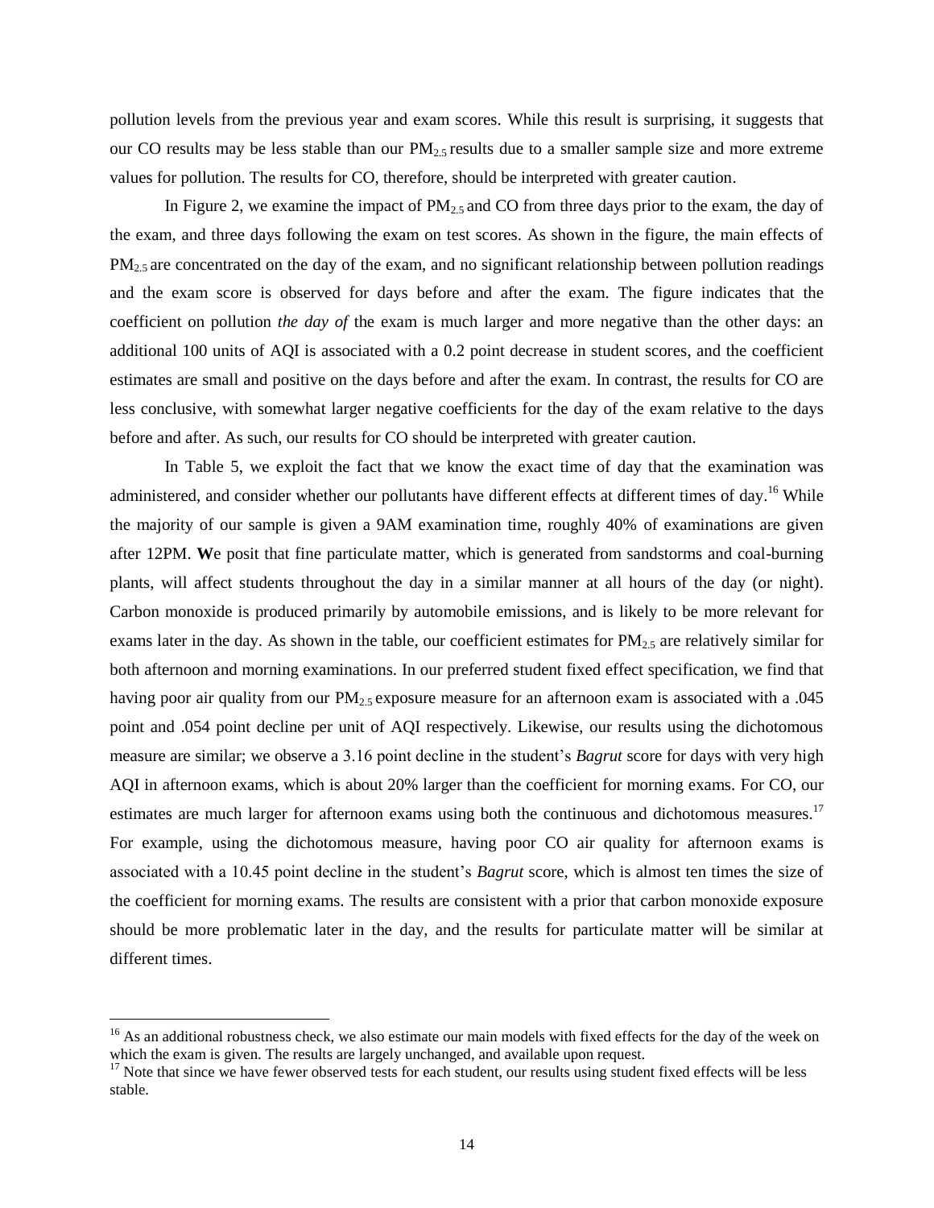pollution levels from the previous year and exam scores. While this result is surprising, it suggests that our CO results may be less stable than our $PM_{2.5}$ results due to a smaller sample size and more extreme values for pollution. The results for CO, therefore, should be interpreted with greater caution.

In Figure 2, we examine the impact of $PM_{2.5}$ and CO from three days prior to the exam, the day of the exam, and three days following the exam on test scores. As shown in the figure, the main effects of $PM_{2.5}$ are concentrated on the day of the exam, and no significant relationship between pollution readings and the exam score is observed for days before and after the exam. The figure indicates that the coefficient on pollution *the day of* the exam is much larger and more negative than the other days: an additional 100 units of AQI is associated with a 0.2 point decrease in student scores, and the coefficient estimates are small and positive on the days before and after the exam. In contrast, the results for CO are less conclusive, with somewhat larger negative coefficients for the day of the exam relative to the days before and after. As such, our results for CO should be interpreted with greater caution.

In Table 5, we exploit the fact that we know the exact time of day that the examination was administered, and consider whether our pollutants have different effects at different times of day.[16] While the majority of our sample is given a 9AM examination time, roughly 40% of examinations are given after 12PM. **W**e posit that fine particulate matter, which is generated from sandstorms and coal-burning plants, will affect students throughout the day in a similar manner at all hours of the day (or night). Carbon monoxide is produced primarily by automobile emissions, and is likely to be more relevant for exams later in the day. As shown in the table, our coefficient estimates for $PM_{2.5}$ are relatively similar for both afternoon and morning examinations. In our preferred student fixed effect specification, we find that having poor air quality from our $PM_{2.5}$ exposure measure for an afternoon exam is associated with a .045 point and .054 point decline per unit of AQI respectively. Likewise, our results using the dichotomous measure are similar; we observe a 3.16 point decline in the student's *Bagrut* score for days with very high AQI in afternoon exams, which is about 20% larger than the coefficient for morning exams. For CO, our estimates are much larger for afternoon exams using both the continuous and dichotomous measures.[17] For example, using the dichotomous measure, having poor CO air quality for afternoon exams is associated with a 10.45 point decline in the student's *Bagrut* score, which is almost ten times the size of the coefficient for morning exams. The results are consistent with a prior that carbon monoxide exposure should be more problematic later in the day, and the results for particulate matter will be similar at different times.

---

[16] As an additional robustness check, we also estimate our main models with fixed effects for the day of the week on which the exam is given. The results are largely unchanged, and available upon request.

[17] Note that since we have fewer observed tests for each student, our results using student fixed effects will be less stable.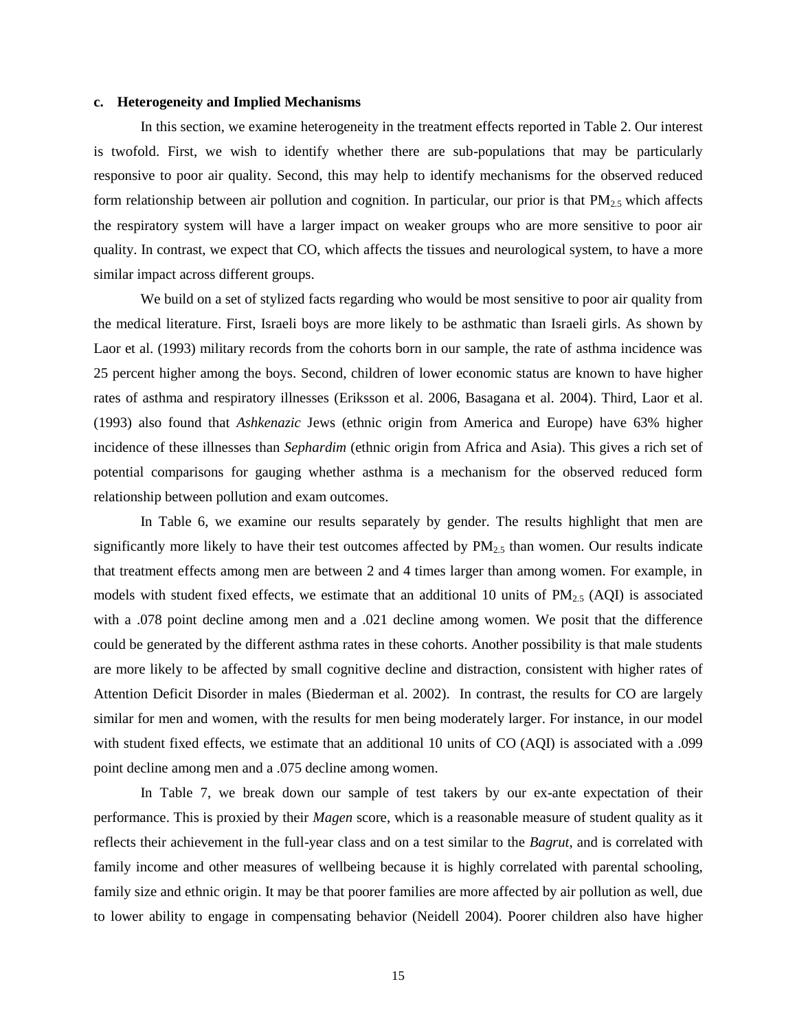### c. Heterogeneity and Implied Mechanisms

In this section, we examine heterogeneity in the treatment effects reported in Table 2. Our interest is twofold. First, we wish to identify whether there are sub-populations that may be particularly responsive to poor air quality. Second, this may help to identify mechanisms for the observed reduced form relationship between air pollution and cognition. In particular, our prior is that $PM_{2.5}$ which affects the respiratory system will have a larger impact on weaker groups who are more sensitive to poor air quality. In contrast, we expect that CO, which affects the tissues and neurological system, to have a more similar impact across different groups.

We build on a set of stylized facts regarding who would be most sensitive to poor air quality from the medical literature. First, Israeli boys are more likely to be asthmatic than Israeli girls. As shown by Laor et al. (1993) military records from the cohorts born in our sample, the rate of asthma incidence was 25 percent higher among the boys. Second, children of lower economic status are known to have higher rates of asthma and respiratory illnesses (Eriksson et al. 2006, Basagana et al. 2004). Third, Laor et al. (1993) also found that *Ashkenazic* Jews (ethnic origin from America and Europe) have 63% higher incidence of these illnesses than *Sephardim* (ethnic origin from Africa and Asia). This gives a rich set of potential comparisons for gauging whether asthma is a mechanism for the observed reduced form relationship between pollution and exam outcomes.

In Table 6, we examine our results separately by gender. The results highlight that men are significantly more likely to have their test outcomes affected by $PM_{2.5}$ than women. Our results indicate that treatment effects among men are between 2 and 4 times larger than among women. For example, in models with student fixed effects, we estimate that an additional 10 units of $PM_{2.5}$ (AQI) is associated with a .078 point decline among men and a .021 decline among women. We posit that the difference could be generated by the different asthma rates in these cohorts. Another possibility is that male students are more likely to be affected by small cognitive decline and distraction, consistent with higher rates of Attention Deficit Disorder in males (Biederman et al. 2002). In contrast, the results for CO are largely similar for men and women, with the results for men being moderately larger. For instance, in our model with student fixed effects, we estimate that an additional 10 units of CO (AQI) is associated with a .099 point decline among men and a .075 decline among women.

In Table 7, we break down our sample of test takers by our ex-ante expectation of their performance. This is proxied by their *Magen* score, which is a reasonable measure of student quality as it reflects their achievement in the full-year class and on a test similar to the *Bagrut*, and is correlated with family income and other measures of wellbeing because it is highly correlated with parental schooling, family size and ethnic origin. It may be that poorer families are more affected by air pollution as well, due to lower ability to engage in compensating behavior (Neidell 2004). Poorer children also have higher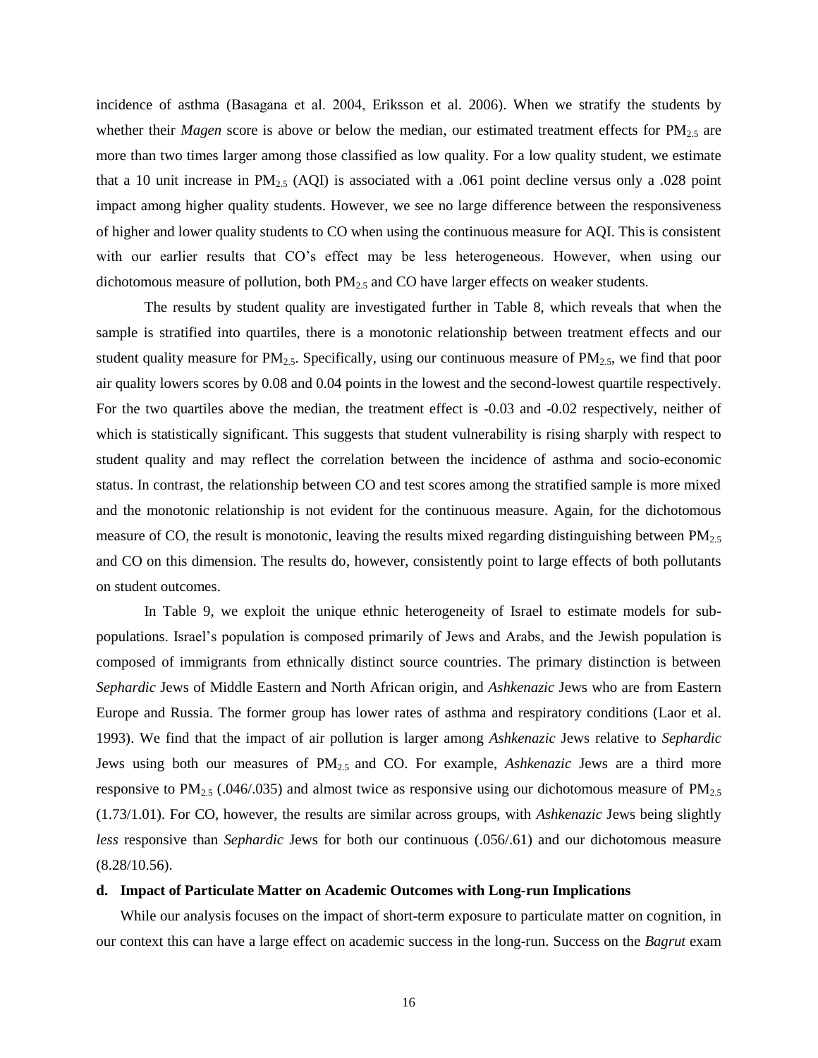incidence of asthma (Basagana et al. 2004, Eriksson et al. 2006). When we stratify the students by whether their *Magen* score is above or below the median, our estimated treatment effects for $PM_{2.5}$ are more than two times larger among those classified as low quality. For a low quality student, we estimate that a 10 unit increase in $PM_{2.5}$ (AQI) is associated with a .061 point decline versus only a .028 point impact among higher quality students. However, we see no large difference between the responsiveness of higher and lower quality students to CO when using the continuous measure for AQI. This is consistent with our earlier results that CO's effect may be less heterogeneous. However, when using our dichotomous measure of pollution, both $PM_{2.5}$ and CO have larger effects on weaker students.

The results by student quality are investigated further in Table 8, which reveals that when the sample is stratified into quartiles, there is a monotonic relationship between treatment effects and our student quality measure for $PM_{2.5}$. Specifically, using our continuous measure of $PM_{2.5}$, we find that poor air quality lowers scores by 0.08 and 0.04 points in the lowest and the second-lowest quartile respectively. For the two quartiles above the median, the treatment effect is -0.03 and -0.02 respectively, neither of which is statistically significant. This suggests that student vulnerability is rising sharply with respect to student quality and may reflect the correlation between the incidence of asthma and socio-economic status. In contrast, the relationship between CO and test scores among the stratified sample is more mixed and the monotonic relationship is not evident for the continuous measure. Again, for the dichotomous measure of CO, the result is monotonic, leaving the results mixed regarding distinguishing between $PM_{2.5}$ and CO on this dimension. The results do, however, consistently point to large effects of both pollutants on student outcomes.

In Table 9, we exploit the unique ethnic heterogeneity of Israel to estimate models for sub-populations. Israel's population is composed primarily of Jews and Arabs, and the Jewish population is composed of immigrants from ethnically distinct source countries. The primary distinction is between *Sephardic* Jews of Middle Eastern and North African origin, and *Ashkenazic* Jews who are from Eastern Europe and Russia. The former group has lower rates of asthma and respiratory conditions (Laor et al. 1993). We find that the impact of air pollution is larger among *Ashkenazic* Jews relative to *Sephardic* Jews using both our measures of $PM_{2.5}$ and CO. For example, *Ashkenazic* Jews are a third more responsive to $PM_{2.5}$ (.046/.035) and almost twice as responsive using our dichotomous measure of $PM_{2.5}$ (1.73/1.01). For CO, however, the results are similar across groups, with *Ashkenazic* Jews being slightly *less* responsive than *Sephardic* Jews for both our continuous (.056/.61) and our dichotomous measure (8.28/10.56).

**d. Impact of Particulate Matter on Academic Outcomes with Long-run Implications**

While our analysis focuses on the impact of short-term exposure to particulate matter on cognition, in our context this can have a large effect on academic success in the long-run. Success on the *Bagrut* exam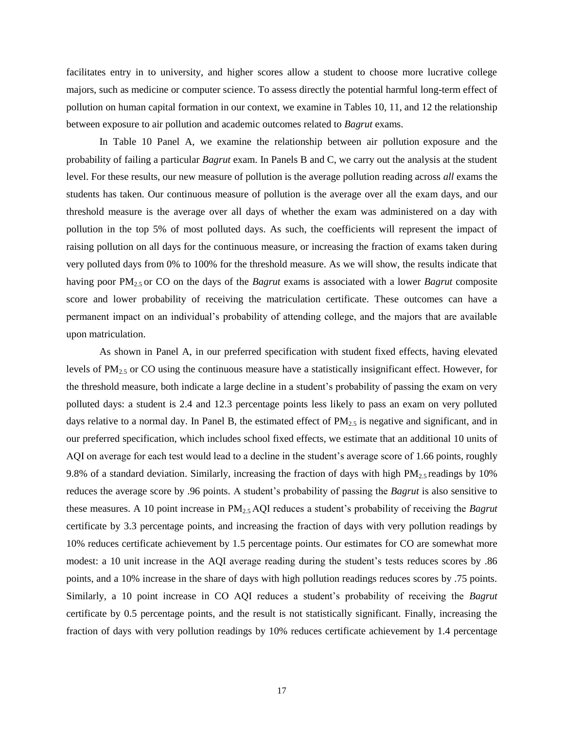facilitates entry in to university, and higher scores allow a student to choose more lucrative college majors, such as medicine or computer science. To assess directly the potential harmful long-term effect of pollution on human capital formation in our context, we examine in Tables 10, 11, and 12 the relationship between exposure to air pollution and academic outcomes related to *Bagrut* exams.

In Table 10 Panel A, we examine the relationship between air pollution exposure and the probability of failing a particular *Bagrut* exam. In Panels B and C, we carry out the analysis at the student level. For these results, our new measure of pollution is the average pollution reading across *all* exams the students has taken. Our continuous measure of pollution is the average over all the exam days, and our threshold measure is the average over all days of whether the exam was administered on a day with pollution in the top 5% of most polluted days. As such, the coefficients will represent the impact of raising pollution on all days for the continuous measure, or increasing the fraction of exams taken during very polluted days from 0% to 100% for the threshold measure. As we will show, the results indicate that having poor $PM_{2.5}$ or CO on the days of the *Bagrut* exams is associated with a lower *Bagrut* composite score and lower probability of receiving the matriculation certificate. These outcomes can have a permanent impact on an individual's probability of attending college, and the majors that are available upon matriculation.

As shown in Panel A, in our preferred specification with student fixed effects, having elevated levels of $PM_{2.5}$ or CO using the continuous measure have a statistically insignificant effect. However, for the threshold measure, both indicate a large decline in a student's probability of passing the exam on very polluted days: a student is 2.4 and 12.3 percentage points less likely to pass an exam on very polluted days relative to a normal day. In Panel B, the estimated effect of $PM_{2.5}$ is negative and significant, and in our preferred specification, which includes school fixed effects, we estimate that an additional 10 units of AQI on average for each test would lead to a decline in the student's average score of 1.66 points, roughly 9.8% of a standard deviation. Similarly, increasing the fraction of days with high $PM_{2.5}$ readings by 10% reduces the average score by .96 points. A student's probability of passing the *Bagrut* is also sensitive to these measures. A 10 point increase in $PM_{2.5}$ AQI reduces a student's probability of receiving the *Bagrut* certificate by 3.3 percentage points, and increasing the fraction of days with very pollution readings by 10% reduces certificate achievement by 1.5 percentage points. Our estimates for CO are somewhat more modest: a 10 unit increase in the AQI average reading during the student's tests reduces scores by .86 points, and a 10% increase in the share of days with high pollution readings reduces scores by .75 points. Similarly, a 10 point increase in CO AQI reduces a student's probability of receiving the *Bagrut* certificate by 0.5 percentage points, and the result is not statistically significant. Finally, increasing the fraction of days with very pollution readings by 10% reduces certificate achievement by 1.4 percentage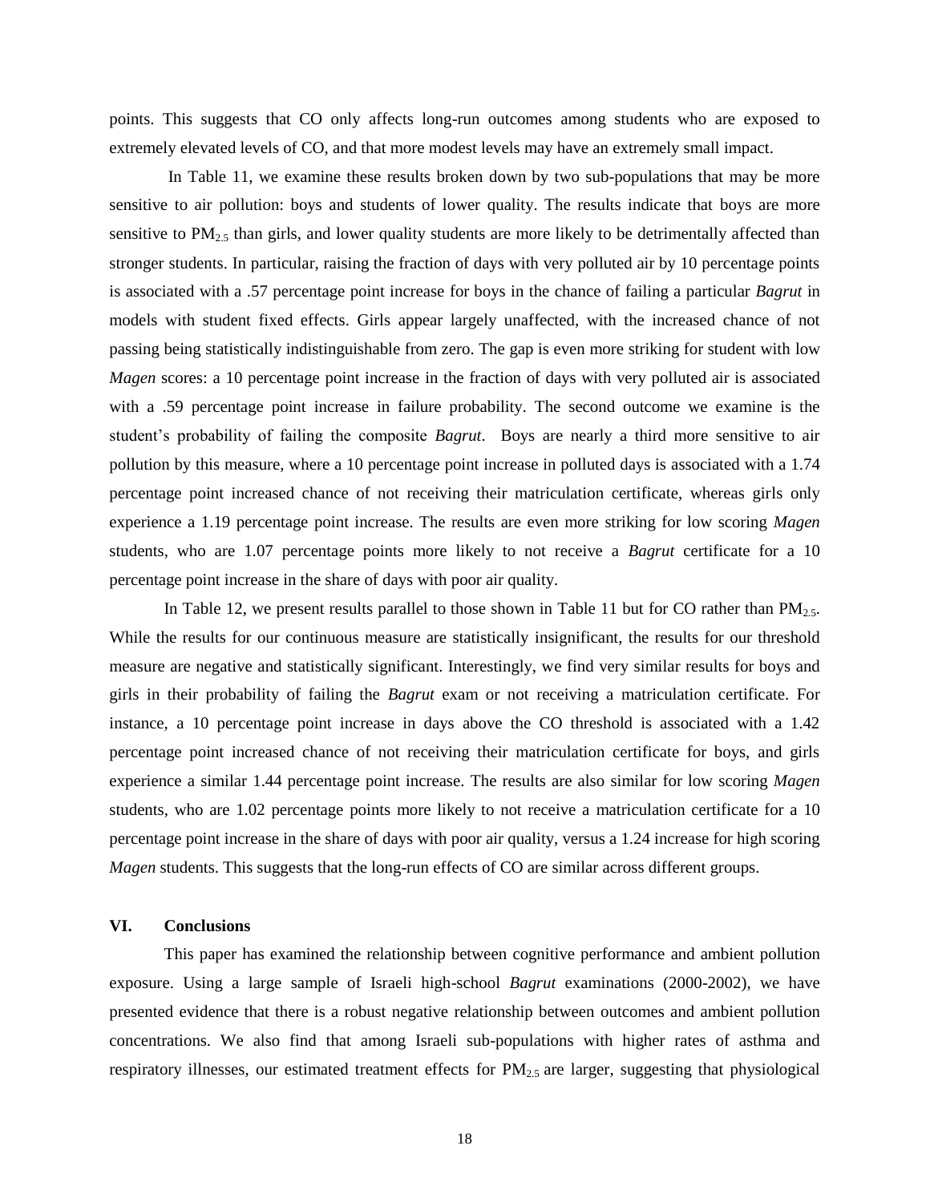points. This suggests that CO only affects long-run outcomes among students who are exposed to extremely elevated levels of CO, and that more modest levels may have an extremely small impact.

In Table 11, we examine these results broken down by two sub-populations that may be more sensitive to air pollution: boys and students of lower quality. The results indicate that boys are more sensitive to $PM_{2.5}$ than girls, and lower quality students are more likely to be detrimentally affected than stronger students. In particular, raising the fraction of days with very polluted air by 10 percentage points is associated with a .57 percentage point increase for boys in the chance of failing a particular *Bagrut* in models with student fixed effects. Girls appear largely unaffected, with the increased chance of not passing being statistically indistinguishable from zero. The gap is even more striking for student with low *Magen* scores: a 10 percentage point increase in the fraction of days with very polluted air is associated with a .59 percentage point increase in failure probability. The second outcome we examine is the student's probability of failing the composite *Bagrut*. Boys are nearly a third more sensitive to air pollution by this measure, where a 10 percentage point increase in polluted days is associated with a 1.74 percentage point increased chance of not receiving their matriculation certificate, whereas girls only experience a 1.19 percentage point increase. The results are even more striking for low scoring *Magen* students, who are 1.07 percentage points more likely to not receive a *Bagrut* certificate for a 10 percentage point increase in the share of days with poor air quality.

In Table 12, we present results parallel to those shown in Table 11 but for CO rather than $PM_{2.5}$. While the results for our continuous measure are statistically insignificant, the results for our threshold measure are negative and statistically significant. Interestingly, we find very similar results for boys and girls in their probability of failing the *Bagrut* exam or not receiving a matriculation certificate. For instance, a 10 percentage point increase in days above the CO threshold is associated with a 1.42 percentage point increased chance of not receiving their matriculation certificate for boys, and girls experience a similar 1.44 percentage point increase. The results are also similar for low scoring *Magen* students, who are 1.02 percentage points more likely to not receive a matriculation certificate for a 10 percentage point increase in the share of days with poor air quality, versus a 1.24 increase for high scoring *Magen* students. This suggests that the long-run effects of CO are similar across different groups.

## VI. Conclusions

This paper has examined the relationship between cognitive performance and ambient pollution exposure. Using a large sample of Israeli high-school *Bagrut* examinations (2000-2002), we have presented evidence that there is a robust negative relationship between outcomes and ambient pollution concentrations. We also find that among Israeli sub-populations with higher rates of asthma and respiratory illnesses, our estimated treatment effects for $PM_{2.5}$ are larger, suggesting that physiological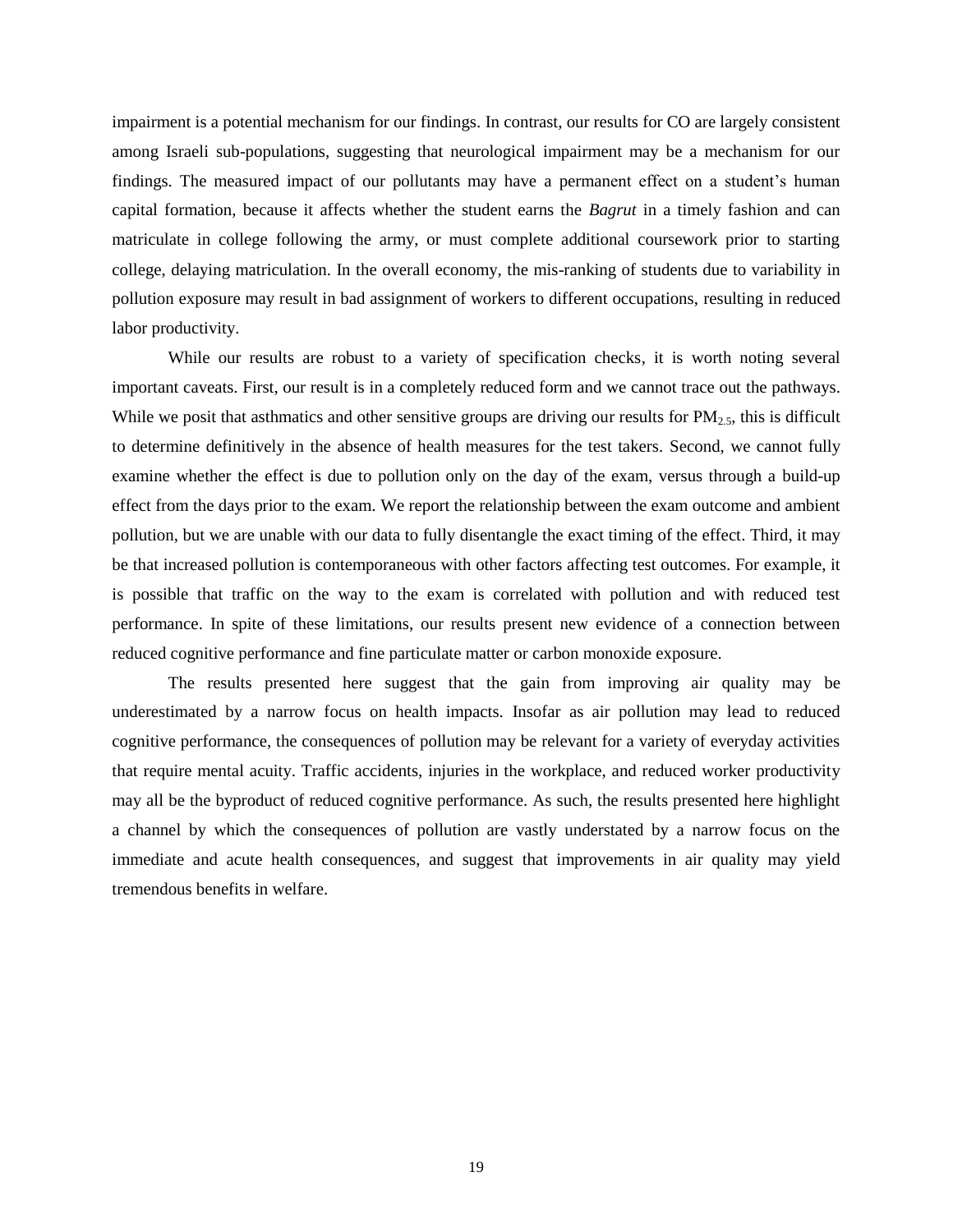impairment is a potential mechanism for our findings. In contrast, our results for CO are largely consistent among Israeli sub-populations, suggesting that neurological impairment may be a mechanism for our findings. The measured impact of our pollutants may have a permanent effect on a student's human capital formation, because it affects whether the student earns the *Bagrut* in a timely fashion and can matriculate in college following the army, or must complete additional coursework prior to starting college, delaying matriculation. In the overall economy, the mis-ranking of students due to variability in pollution exposure may result in bad assignment of workers to different occupations, resulting in reduced labor productivity.

While our results are robust to a variety of specification checks, it is worth noting several important caveats. First, our result is in a completely reduced form and we cannot trace out the pathways. While we posit that asthmatics and other sensitive groups are driving our results for $PM_{2.5}$, this is difficult to determine definitively in the absence of health measures for the test takers. Second, we cannot fully examine whether the effect is due to pollution only on the day of the exam, versus through a build-up effect from the days prior to the exam. We report the relationship between the exam outcome and ambient pollution, but we are unable with our data to fully disentangle the exact timing of the effect. Third, it may be that increased pollution is contemporaneous with other factors affecting test outcomes. For example, it is possible that traffic on the way to the exam is correlated with pollution and with reduced test performance. In spite of these limitations, our results present new evidence of a connection between reduced cognitive performance and fine particulate matter or carbon monoxide exposure.

The results presented here suggest that the gain from improving air quality may be underestimated by a narrow focus on health impacts. Insofar as air pollution may lead to reduced cognitive performance, the consequences of pollution may be relevant for a variety of everyday activities that require mental acuity. Traffic accidents, injuries in the workplace, and reduced worker productivity may all be the byproduct of reduced cognitive performance. As such, the results presented here highlight a channel by which the consequences of pollution are vastly understated by a narrow focus on the immediate and acute health consequences, and suggest that improvements in air quality may yield tremendous benefits in welfare.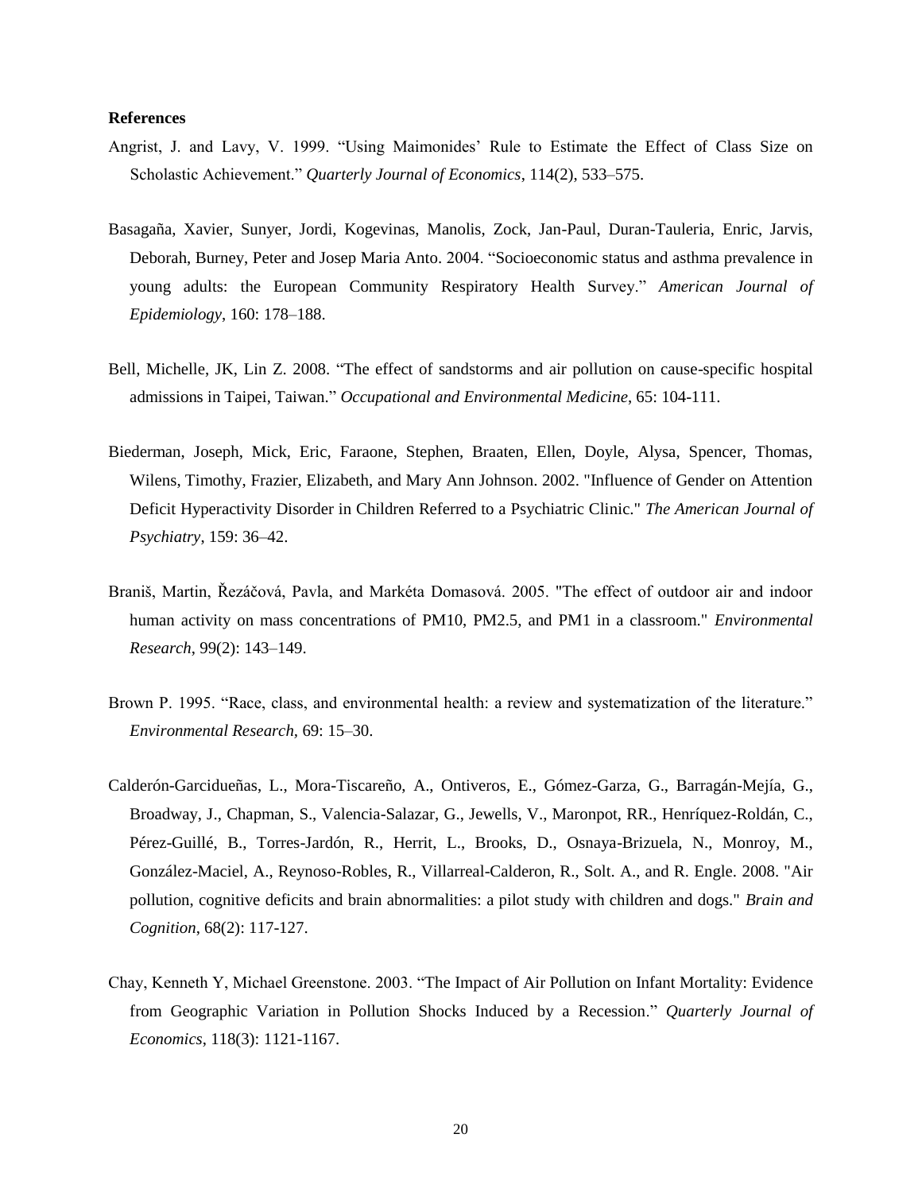**References**

Angrist, J. and Lavy, V. 1999. “Using Maimonides’ Rule to Estimate the Effect of Class Size on Scholastic Achievement.” *Quarterly Journal of Economics*, 114(2), 533–575.

Basagaña, Xavier, Sunyer, Jordi, Kogevinas, Manolis, Zock, Jan-Paul, Duran-Tauleria, Enric, Jarvis, Deborah, Burney, Peter and Josep Maria Anto. 2004. “Socioeconomic status and asthma prevalence in young adults: the European Community Respiratory Health Survey.” *American Journal of Epidemiology*, 160: 178–188.

Bell, Michelle, JK, Lin Z. 2008. “The effect of sandstorms and air pollution on cause-specific hospital admissions in Taipei, Taiwan.” *Occupational and Environmental Medicine*, 65: 104-111.

Biederman, Joseph, Mick, Eric, Faraone, Stephen, Braaten, Ellen, Doyle, Alysa, Spencer, Thomas, Wilens, Timothy, Frazier, Elizabeth, and Mary Ann Johnson. 2002. "Influence of Gender on Attention Deficit Hyperactivity Disorder in Children Referred to a Psychiatric Clinic." *The American Journal of Psychiatry*, 159: 36–42.

Braniš, Martin, Řezáčová, Pavla, and Markéta Domasová. 2005. "The effect of outdoor air and indoor human activity on mass concentrations of PM10, PM2.5, and PM1 in a classroom." *Environmental Research*, 99(2): 143–149.

Brown P. 1995. “Race, class, and environmental health: a review and systematization of the literature.” *Environmental Research,* 69: 15–30.

Calderón-Garcidueñas, L., Mora-Tiscareño, A., Ontiveros, E., Gómez-Garza, G., Barragán-Mejía, G., Broadway, J., Chapman, S., Valencia-Salazar, G., Jewells, V., Maronpot, RR., Henríquez-Roldán, C., Pérez-Guillé, B., Torres-Jardón, R., Herrit, L., Brooks, D., Osnaya-Brizuela, N., Monroy, M., González-Maciel, A., Reynoso-Robles, R., Villarreal-Calderon, R., Solt. A., and R. Engle. 2008. "Air pollution, cognitive deficits and brain abnormalities: a pilot study with children and dogs." *Brain and Cognition*, 68(2): 117-127.

Chay, Kenneth Y, Michael Greenstone. 2003. “The Impact of Air Pollution on Infant Mortality: Evidence from Geographic Variation in Pollution Shocks Induced by a Recession.” *Quarterly Journal of Economics*, 118(3): 1121-1167.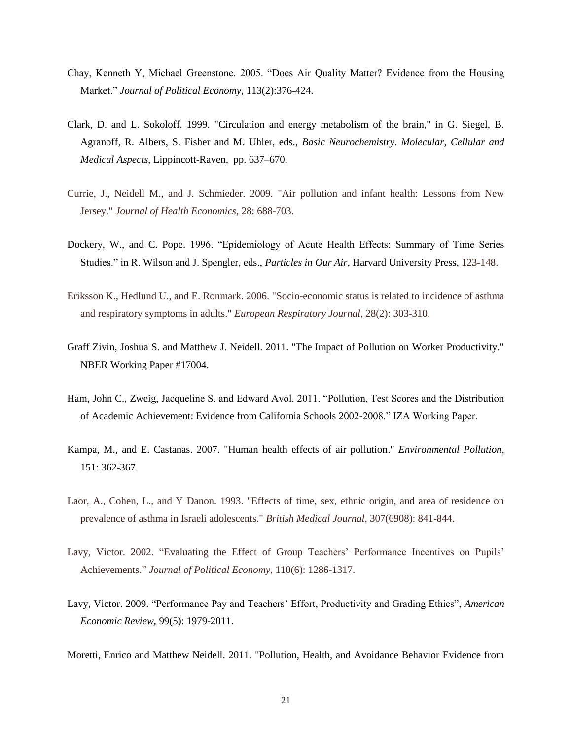Chay, Kenneth Y, Michael Greenstone. 2005. “Does Air Quality Matter? Evidence from the Housing Market.” *Journal of Political Economy*, 113(2):376-424.

Clark, D. and L. Sokoloff. 1999. "Circulation and energy metabolism of the brain," in G. Siegel, B. Agranoff, R. Albers, S. Fisher and M. Uhler, eds., *Basic Neurochemistry. Molecular, Cellular and Medical Aspects*, Lippincott-Raven, pp. 637–670.

Currie, J., Neidell M., and J. Schmieder. 2009. "Air pollution and infant health: Lessons from New Jersey." *Journal of Health Economics*, 28: 688-703.

Dockery, W., and C. Pope. 1996. “Epidemiology of Acute Health Effects: Summary of Time Series Studies.” in R. Wilson and J. Spengler, eds., *Particles in Our Air*, Harvard University Press, 123-148.

Eriksson K., Hedlund U., and E. Ronmark. 2006. "Socio-economic status is related to incidence of asthma and respiratory symptoms in adults." *European Respiratory Journal*, 28(2): 303-310.

Graff Zivin, Joshua S. and Matthew J. Neidell. 2011. "The Impact of Pollution on Worker Productivity." NBER Working Paper #17004.

Ham, John C., Zweig, Jacqueline S. and Edward Avol. 2011. “Pollution, Test Scores and the Distribution of Academic Achievement: Evidence from California Schools 2002-2008.” IZA Working Paper.

Kampa, M., and E. Castanas. 2007. "Human health effects of air pollution." *Environmental Pollution*, 151: 362-367.

Laor, A., Cohen, L., and Y Danon. 1993. "Effects of time, sex, ethnic origin, and area of residence on prevalence of asthma in Israeli adolescents." *British Medical Journal*, 307(6908): 841-844.

Lavy, Victor. 2002. “Evaluating the Effect of Group Teachers’ Performance Incentives on Pupils’ Achievements.” *Journal of Political Economy*, 110(6): 1286-1317.

Lavy, Victor. 2009. “Performance Pay and Teachers’ Effort, Productivity and Grading Ethics”, *American Economic Review***,** 99(5): 1979-2011.

Moretti, Enrico and Matthew Neidell. 2011. "Pollution, Health, and Avoidance Behavior Evidence from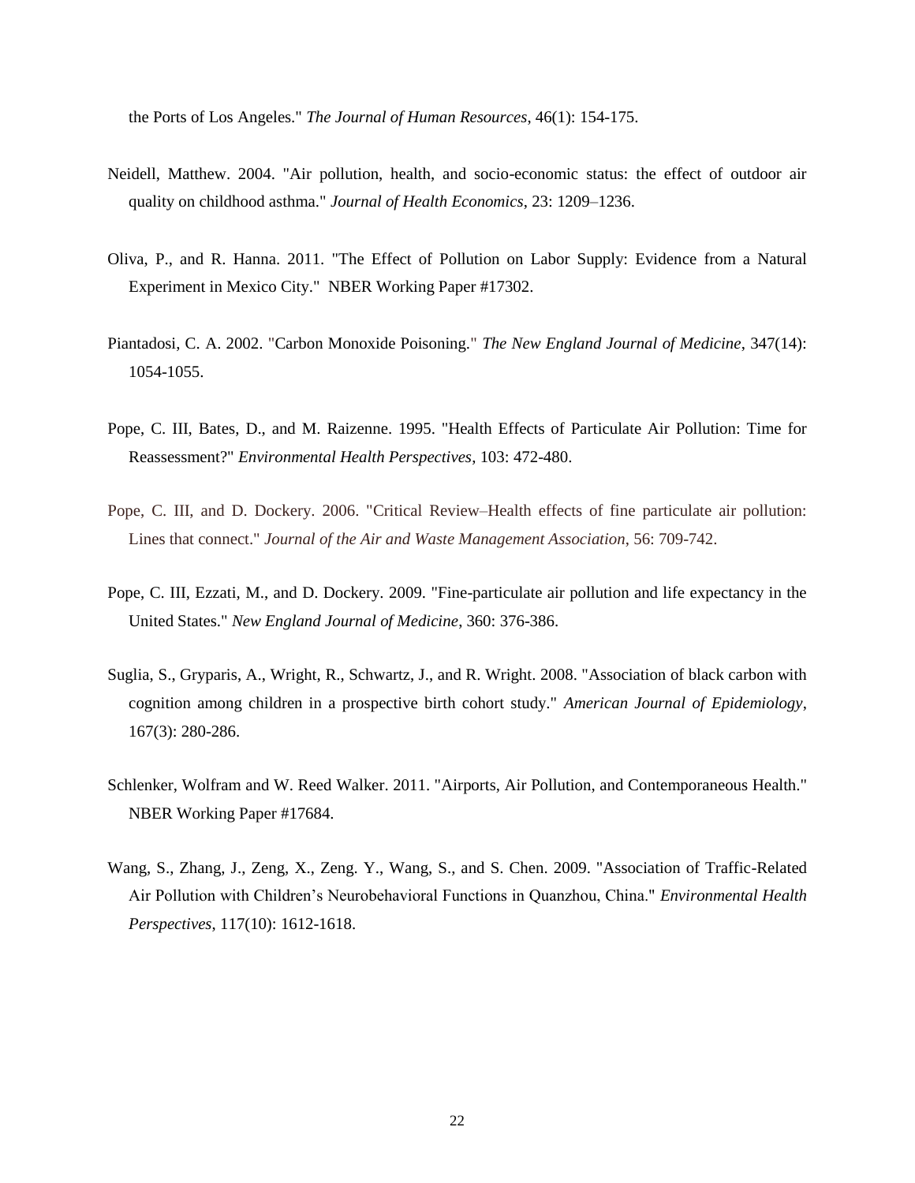the Ports of Los Angeles." *The Journal of Human Resources*, 46(1): 154-175.

Neidell, Matthew. 2004. "Air pollution, health, and socio-economic status: the effect of outdoor air quality on childhood asthma." *Journal of Health Economics*, 23: 1209–1236.

Oliva, P., and R. Hanna. 2011. "The Effect of Pollution on Labor Supply: Evidence from a Natural Experiment in Mexico City." NBER Working Paper #17302.

Piantadosi, C. A. 2002. "Carbon Monoxide Poisoning." *The New England Journal of Medicine*, 347(14): 1054-1055.

Pope, C. III, Bates, D., and M. Raizenne. 1995. "Health Effects of Particulate Air Pollution: Time for Reassessment?" *Environmental Health Perspectives*, 103: 472-480.

Pope, C. III, and D. Dockery. 2006. "Critical Review–Health effects of fine particulate air pollution: Lines that connect." *Journal of the Air and Waste Management Association*, 56: 709-742.

Pope, C. III, Ezzati, M., and D. Dockery. 2009. "Fine-particulate air pollution and life expectancy in the United States." *New England Journal of Medicine*, 360: 376-386.

Suglia, S., Gryparis, A., Wright, R., Schwartz, J., and R. Wright. 2008. "Association of black carbon with cognition among children in a prospective birth cohort study." *American Journal of Epidemiology*, 167(3): 280-286.

Schlenker, Wolfram and W. Reed Walker. 2011. "Airports, Air Pollution, and Contemporaneous Health." NBER Working Paper #17684.

Wang, S., Zhang, J., Zeng, X., Zeng. Y., Wang, S., and S. Chen. 2009. "Association of Traffic-Related Air Pollution with Children's Neurobehavioral Functions in Quanzhou, China." *Environmental Health Perspectives*, 117(10): 1612-1618.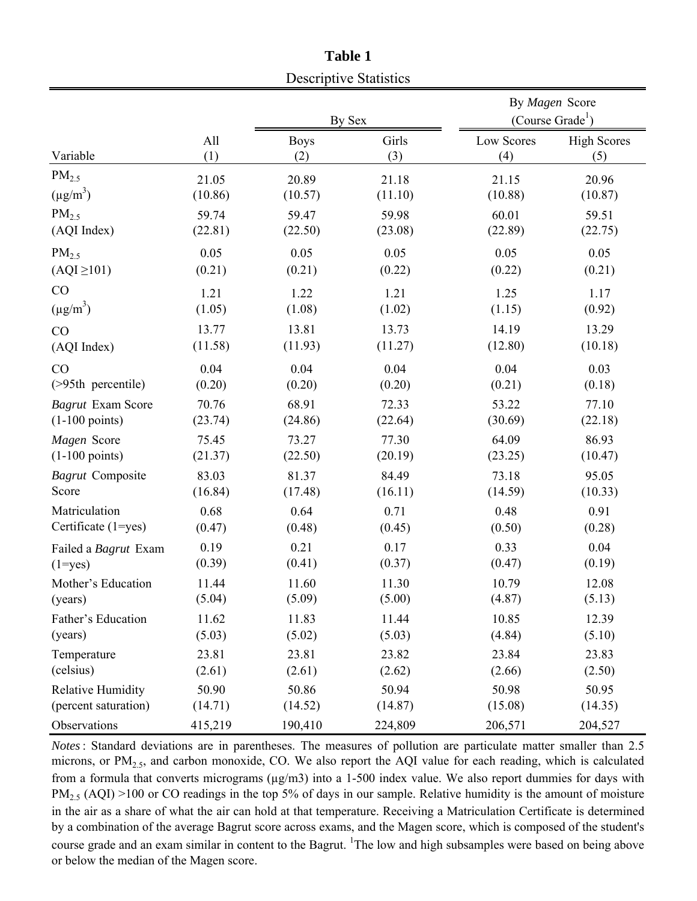**Table 1**

Descriptive Statistics

| Variable | All (1) | By Sex: Boys (2) | By Sex: Girls (3) | By *Magen* Score (Course Grade[1]): Low Scores (4) | By *Magen* Score (Course Grade[1]): High Scores (5) |
|---|---|---|---|---|---|
| $PM_{2.5}$ | 21.05 | 20.89 | 21.18 | 21.15 | 20.96 |
| ($\mu g/m^3$) | (10.86) | (10.57) | (11.10) | (10.88) | (10.87) |
| $PM_{2.5}$ | 59.74 | 59.47 | 59.98 | 60.01 | 59.51 |
| (AQI Index) | (22.81) | (22.50) | (23.08) | (22.89) | (22.75) |
| $PM_{2.5}$ | 0.05 | 0.05 | 0.05 | 0.05 | 0.05 |
| (AQI ≥101) | (0.21) | (0.21) | (0.22) | (0.22) | (0.21) |
| CO | 1.21 | 1.22 | 1.21 | 1.25 | 1.17 |
| ($\mu g/m^3$) | (1.05) | (1.08) | (1.02) | (1.15) | (0.92) |
| CO | 13.77 | 13.81 | 13.73 | 14.19 | 13.29 |
| (AQI Index) | (11.58) | (11.93) | (11.27) | (12.80) | (10.18) |
| CO | 0.04 | 0.04 | 0.04 | 0.04 | 0.03 |
| (>95th percentile) | (0.20) | (0.20) | (0.20) | (0.21) | (0.18) |
| *Bagrut* Exam Score | 70.76 | 68.91 | 72.33 | 53.22 | 77.10 |
| (1-100 points) | (23.74) | (24.86) | (22.64) | (30.69) | (22.18) |
| *Magen* Score | 75.45 | 73.27 | 77.30 | 64.09 | 86.93 |
| (1-100 points) | (21.37) | (22.50) | (20.19) | (23.25) | (10.47) |
| *Bagrut* Composite | 83.03 | 81.37 | 84.49 | 73.18 | 95.05 |
| Score | (16.84) | (17.48) | (16.11) | (14.59) | (10.33) |
| Matriculation | 0.68 | 0.64 | 0.71 | 0.48 | 0.91 |
| Certificate (1=yes) | (0.47) | (0.48) | (0.45) | (0.50) | (0.28) |
| Failed a *Bagrut* Exam | 0.19 | 0.21 | 0.17 | 0.33 | 0.04 |
| (1=yes) | (0.39) | (0.41) | (0.37) | (0.47) | (0.19) |
| Mother's Education | 11.44 | 11.60 | 11.30 | 10.79 | 12.08 |
| (years) | (5.04) | (5.09) | (5.00) | (4.87) | (5.13) |
| Father's Education | 11.62 | 11.83 | 11.44 | 10.85 | 12.39 |
| (years) | (5.03) | (5.02) | (5.03) | (4.84) | (5.10) |
| Temperature | 23.81 | 23.81 | 23.82 | 23.84 | 23.83 |
| (celsius) | (2.61) | (2.61) | (2.62) | (2.66) | (2.50) |
| Relative Humidity | 50.90 | 50.86 | 50.94 | 50.98 | 50.95 |
| (percent saturation) | (14.71) | (14.52) | (14.87) | (15.08) | (14.35) |
| Observations | 415,219 | 190,410 | 224,809 | 206,571 | 204,527 |

*Notes*: Standard deviations are in parentheses. The measures of pollution are particulate matter smaller than 2.5 microns, or $PM_{2.5}$, and carbon monoxide, CO. We also report the AQI value for each reading, which is calculated from a formula that converts micrograms (μg/m3) into a 1-500 index value. We also report dummies for days with $PM_{2.5}$ (AQI) >100 or CO readings in the top 5% of days in our sample. Relative humidity is the amount of moisture in the air as a share of what the air can hold at that temperature. Receiving a Matriculation Certificate is determined by a combination of the average Bagrut score across exams, and the Magen score, which is composed of the student's course grade and an exam similar in content to the Bagrut. [1]The low and high subsamples were based on being above or below the median of the Magen score.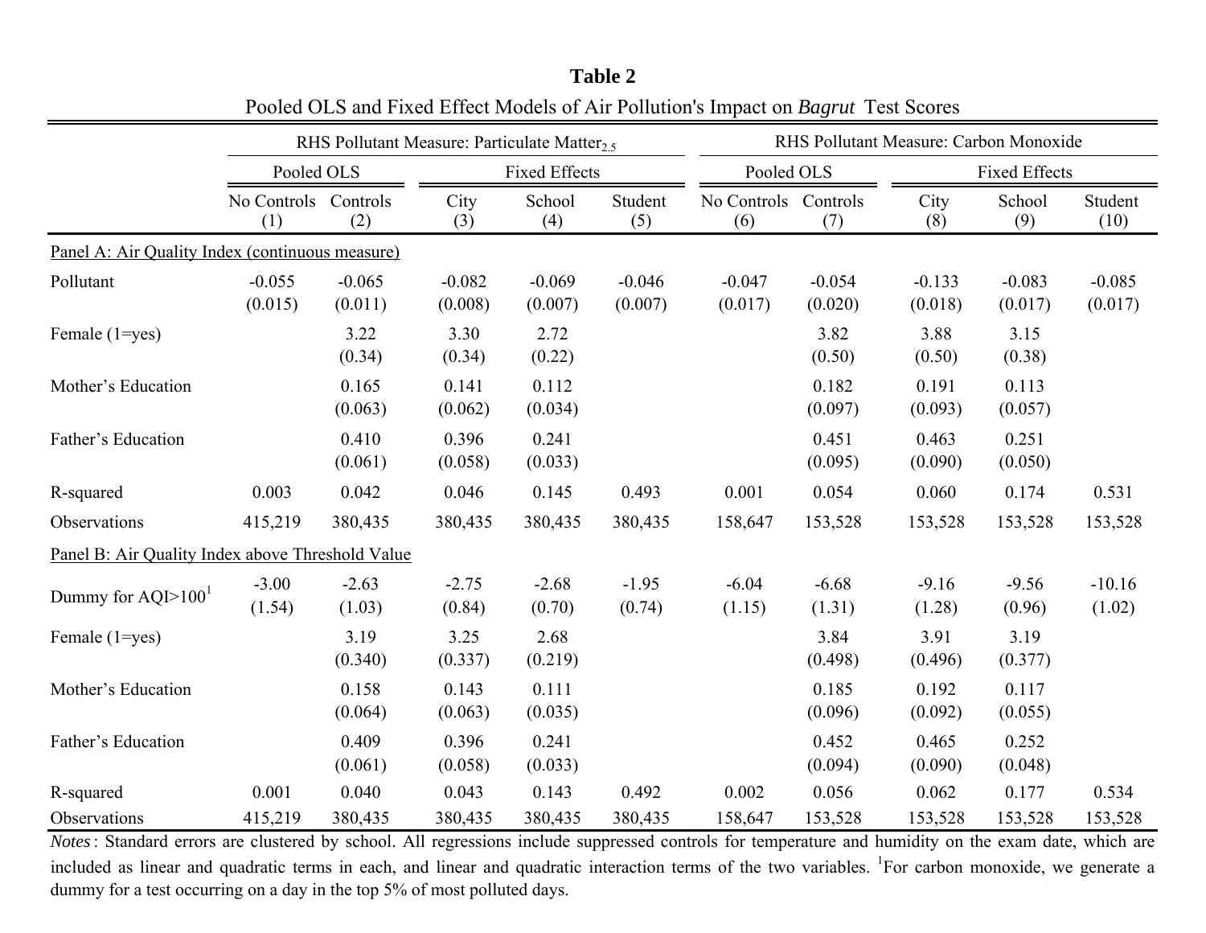**Table 2**

Pooled OLS and Fixed Effect Models of Air Pollution's Impact on *Bagrut* Test Scores

| | RHS Pollutant Measure: Particulate Matter$_{2.5}$ | | | | | RHS Pollutant Measure: Carbon Monoxide | | | | |
|---|---|---|---|---|---|---|---|---|---|---|
| | Pooled OLS | | Fixed Effects | | | Pooled OLS | | Fixed Effects | | |
| | No Controls (1) | Controls (2) | City (3) | School (4) | Student (5) | No Controls (6) | Controls (7) | City (8) | School (9) | Student (10) |
| Panel A: Air Quality Index (continuous measure) | | | | | | | | | | |
| Pollutant | -0.055 | -0.065 | -0.082 | -0.069 | -0.046 | -0.047 | -0.054 | -0.133 | -0.083 | -0.085 |
| | (0.015) | (0.011) | (0.008) | (0.007) | (0.007) | (0.017) | (0.020) | (0.018) | (0.017) | (0.017) |
| Female (1=yes) | | 3.22 | 3.30 | 2.72 | | | 3.82 | 3.88 | 3.15 | |
| | | (0.34) | (0.34) | (0.22) | | | (0.50) | (0.50) | (0.38) | |
| Mother's Education | | 0.165 | 0.141 | 0.112 | | | 0.182 | 0.191 | 0.113 | |
| | | (0.063) | (0.062) | (0.034) | | | (0.097) | (0.093) | (0.057) | |
| Father's Education | | 0.410 | 0.396 | 0.241 | | | 0.451 | 0.463 | 0.251 | |
| | | (0.061) | (0.058) | (0.033) | | | (0.095) | (0.090) | (0.050) | |
| R-squared | 0.003 | 0.042 | 0.046 | 0.145 | 0.493 | 0.001 | 0.054 | 0.060 | 0.174 | 0.531 |
| Observations | 415,219 | 380,435 | 380,435 | 380,435 | 380,435 | 158,647 | 153,528 | 153,528 | 153,528 | 153,528 |
| Panel B: Air Quality Index above Threshold Value | | | | | | | | | | |
| Dummy for AQI>100[1] | -3.00 | -2.63 | -2.75 | -2.68 | -1.95 | -6.04 | -6.68 | -9.16 | -9.56 | -10.16 |
| | (1.54) | (1.03) | (0.84) | (0.70) | (0.74) | (1.15) | (1.31) | (1.28) | (0.96) | (1.02) |
| Female (1=yes) | | 3.19 | 3.25 | 2.68 | | | 3.84 | 3.91 | 3.19 | |
| | | (0.340) | (0.337) | (0.219) | | | (0.498) | (0.496) | (0.377) | |
| Mother's Education | | 0.158 | 0.143 | 0.111 | | | 0.185 | 0.192 | 0.117 | |
| | | (0.064) | (0.063) | (0.035) | | | (0.096) | (0.092) | (0.055) | |
| Father's Education | | 0.409 | 0.396 | 0.241 | | | 0.452 | 0.465 | 0.252 | |
| | | (0.061) | (0.058) | (0.033) | | | (0.094) | (0.090) | (0.048) | |
| R-squared | 0.001 | 0.040 | 0.043 | 0.143 | 0.492 | 0.002 | 0.056 | 0.062 | 0.177 | 0.534 |
| Observations | 415,219 | 380,435 | 380,435 | 380,435 | 380,435 | 158,647 | 153,528 | 153,528 | 153,528 | 153,528 |

*Notes*: Standard errors are clustered by school. All regressions include suppressed controls for temperature and humidity on the exam date, which are included as linear and quadratic terms in each, and linear and quadratic interaction terms of the two variables. [1]For carbon monoxide, we generate a dummy for a test occurring on a day in the top 5% of most polluted days.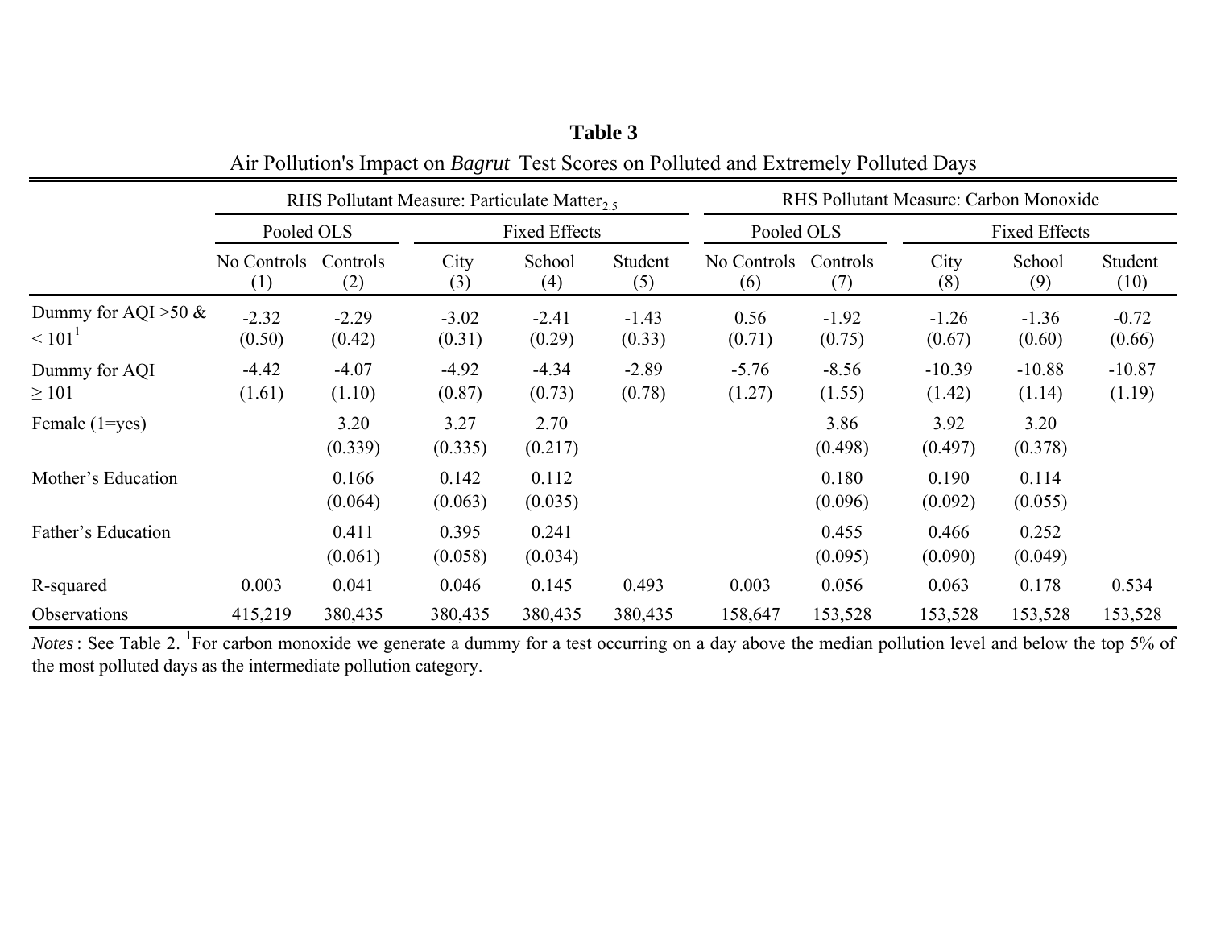**Table 3**

Air Pollution's Impact on *Bagrut* Test Scores on Polluted and Extremely Polluted Days

| | RHS Pollutant Measure: Particulate Matter$_{2.5}$ | | | | | RHS Pollutant Measure: Carbon Monoxide | | | | |
|---|---|---|---|---|---|---|---|---|---|---|
| | Pooled OLS | | Fixed Effects | | | Pooled OLS | | Fixed Effects | | |
| | No Controls (1) | Controls (2) | City (3) | School (4) | Student (5) | No Controls (6) | Controls (7) | City (8) | School (9) | Student (10) |
| Dummy for AQI >50 & < 101[1] | -2.32 | -2.29 | -3.02 | -2.41 | -1.43 | 0.56 | -1.92 | -1.26 | -1.36 | -0.72 |
| | (0.50) | (0.42) | (0.31) | (0.29) | (0.33) | (0.71) | (0.75) | (0.67) | (0.60) | (0.66) |
| Dummy for AQI ≥ 101 | -4.42 | -4.07 | -4.92 | -4.34 | -2.89 | -5.76 | -8.56 | -10.39 | -10.88 | -10.87 |
| | (1.61) | (1.10) | (0.87) | (0.73) | (0.78) | (1.27) | (1.55) | (1.42) | (1.14) | (1.19) |
| Female (1=yes) | | 3.20 | 3.27 | 2.70 | | | 3.86 | 3.92 | 3.20 | |
| | | (0.339) | (0.335) | (0.217) | | | (0.498) | (0.497) | (0.378) | |
| Mother's Education | | 0.166 | 0.142 | 0.112 | | | 0.180 | 0.190 | 0.114 | |
| | | (0.064) | (0.063) | (0.035) | | | (0.096) | (0.092) | (0.055) | |
| Father's Education | | 0.411 | 0.395 | 0.241 | | | 0.455 | 0.466 | 0.252 | |
| | | (0.061) | (0.058) | (0.034) | | | (0.095) | (0.090) | (0.049) | |
| R-squared | 0.003 | 0.041 | 0.046 | 0.145 | 0.493 | 0.003 | 0.056 | 0.063 | 0.178 | 0.534 |
| Observations | 415,219 | 380,435 | 380,435 | 380,435 | 380,435 | 158,647 | 153,528 | 153,528 | 153,528 | 153,528 |

*Notes*: See Table 2. [1]For carbon monoxide we generate a dummy for a test occurring on a day above the median pollution level and below the top 5% of the most polluted days as the intermediate pollution category.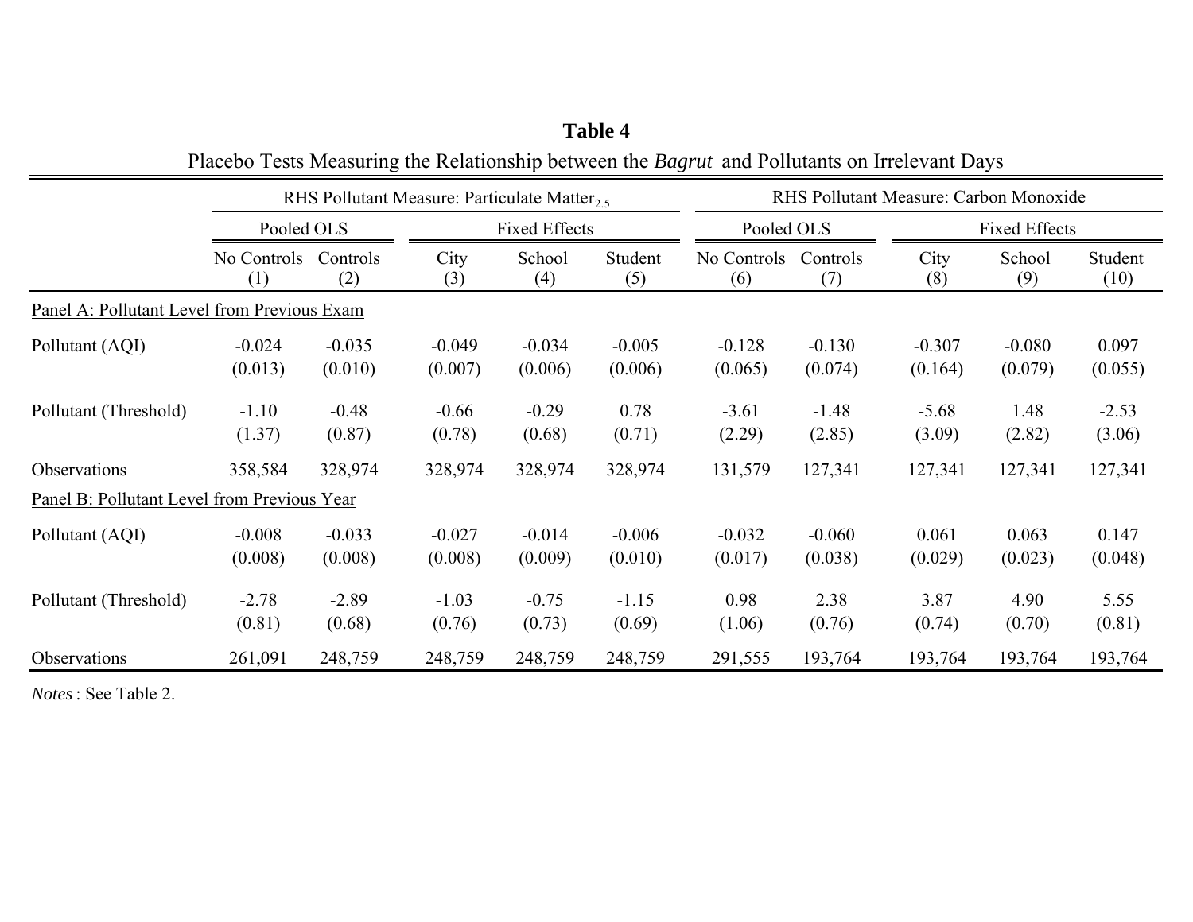**Table 4**

Placebo Tests Measuring the Relationship between the *Bagrut* and Pollutants on Irrelevant Days

| | RHS Pollutant Measure: Particulate Matter$_{2.5}$ | | | | | RHS Pollutant Measure: Carbon Monoxide | | | | |
|---|---|---|---|---|---|---|---|---|---|---|
| | Pooled OLS | | Fixed Effects | | | Pooled OLS | | Fixed Effects | | |
| | No Controls (1) | Controls (2) | City (3) | School (4) | Student (5) | No Controls (6) | Controls (7) | City (8) | School (9) | Student (10) |
| Panel A: Pollutant Level from Previous Exam | | | | | | | | | | |
| Pollutant (AQI) | -0.024 | -0.035 | -0.049 | -0.034 | -0.005 | -0.128 | -0.130 | -0.307 | -0.080 | 0.097 |
| | (0.013) | (0.010) | (0.007) | (0.006) | (0.006) | (0.065) | (0.074) | (0.164) | (0.079) | (0.055) |
| Pollutant (Threshold) | -1.10 | -0.48 | -0.66 | -0.29 | 0.78 | -3.61 | -1.48 | -5.68 | 1.48 | -2.53 |
| | (1.37) | (0.87) | (0.78) | (0.68) | (0.71) | (2.29) | (2.85) | (3.09) | (2.82) | (3.06) |
| Observations | 358,584 | 328,974 | 328,974 | 328,974 | 328,974 | 131,579 | 127,341 | 127,341 | 127,341 | 127,341 |
| Panel B: Pollutant Level from Previous Year | | | | | | | | | | |
| Pollutant (AQI) | -0.008 | -0.033 | -0.027 | -0.014 | -0.006 | -0.032 | -0.060 | 0.061 | 0.063 | 0.147 |
| | (0.008) | (0.008) | (0.008) | (0.009) | (0.010) | (0.017) | (0.038) | (0.029) | (0.023) | (0.048) |
| Pollutant (Threshold) | -2.78 | -2.89 | -1.03 | -0.75 | -1.15 | 0.98 | 2.38 | 3.87 | 4.90 | 5.55 |
| | (0.81) | (0.68) | (0.76) | (0.73) | (0.69) | (1.06) | (0.76) | (0.74) | (0.70) | (0.81) |
| Observations | 261,091 | 248,759 | 248,759 | 248,759 | 248,759 | 291,555 | 193,764 | 193,764 | 193,764 | 193,764 |

*Notes* : See Table 2.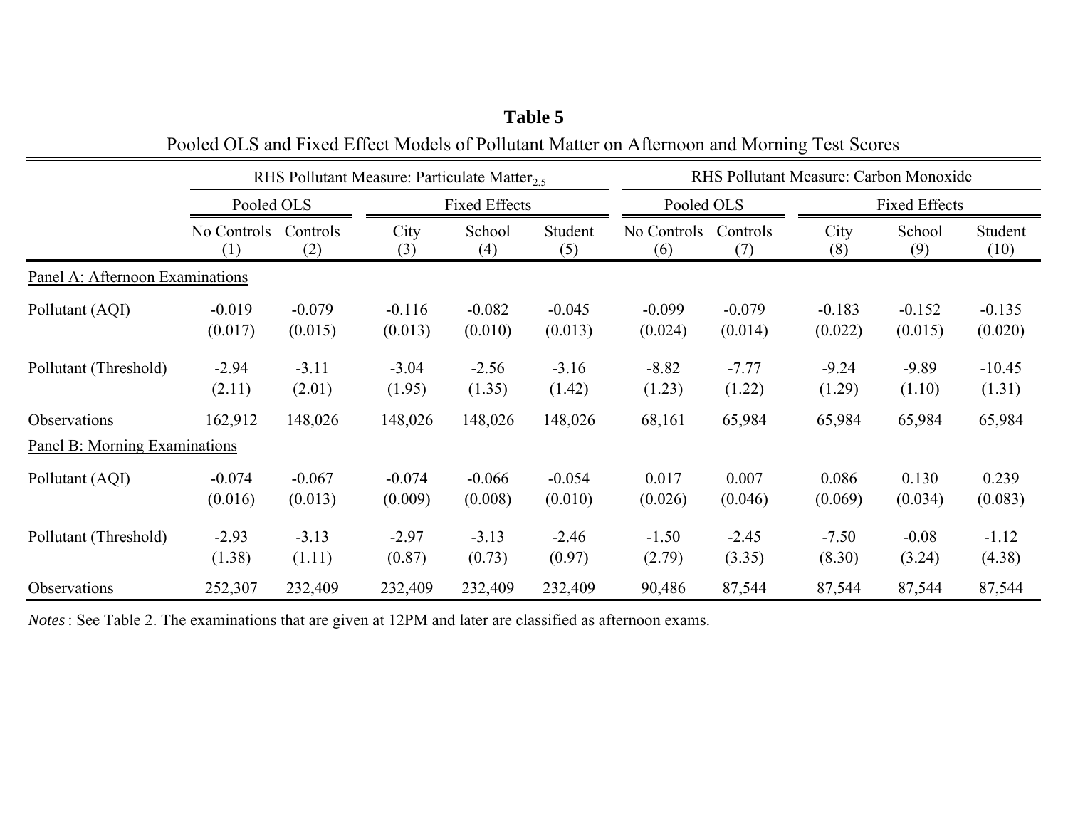**Table 5**

Pooled OLS and Fixed Effect Models of Pollutant Matter on Afternoon and Morning Test Scores

| | RHS Pollutant Measure: Particulate Matter$_{2.5}$ | | | | | RHS Pollutant Measure: Carbon Monoxide | | | | |
|---|---|---|---|---|---|---|---|---|---|---|
| | Pooled OLS | | Fixed Effects | | | Pooled OLS | | Fixed Effects | | |
| | No Controls (1) | Controls (2) | City (3) | School (4) | Student (5) | No Controls (6) | Controls (7) | City (8) | School (9) | Student (10) |
| Panel A: Afternoon Examinations | | | | | | | | | | |
| Pollutant (AQI) | -0.019 | -0.079 | -0.116 | -0.082 | -0.045 | -0.099 | -0.079 | -0.183 | -0.152 | -0.135 |
| | (0.017) | (0.015) | (0.013) | (0.010) | (0.013) | (0.024) | (0.014) | (0.022) | (0.015) | (0.020) |
| Pollutant (Threshold) | -2.94 | -3.11 | -3.04 | -2.56 | -3.16 | -8.82 | -7.77 | -9.24 | -9.89 | -10.45 |
| | (2.11) | (2.01) | (1.95) | (1.35) | (1.42) | (1.23) | (1.22) | (1.29) | (1.10) | (1.31) |
| Observations | 162,912 | 148,026 | 148,026 | 148,026 | 148,026 | 68,161 | 65,984 | 65,984 | 65,984 | 65,984 |
| Panel B: Morning Examinations | | | | | | | | | | |
| Pollutant (AQI) | -0.074 | -0.067 | -0.074 | -0.066 | -0.054 | 0.017 | 0.007 | 0.086 | 0.130 | 0.239 |
| | (0.016) | (0.013) | (0.009) | (0.008) | (0.010) | (0.026) | (0.046) | (0.069) | (0.034) | (0.083) |
| Pollutant (Threshold) | -2.93 | -3.13 | -2.97 | -3.13 | -2.46 | -1.50 | -2.45 | -7.50 | -0.08 | -1.12 |
| | (1.38) | (1.11) | (0.87) | (0.73) | (0.97) | (2.79) | (3.35) | (8.30) | (3.24) | (4.38) |
| Observations | 252,307 | 232,409 | 232,409 | 232,409 | 232,409 | 90,486 | 87,544 | 87,544 | 87,544 | 87,544 |

*Notes*: See Table 2. The examinations that are given at 12PM and later are classified as afternoon exams.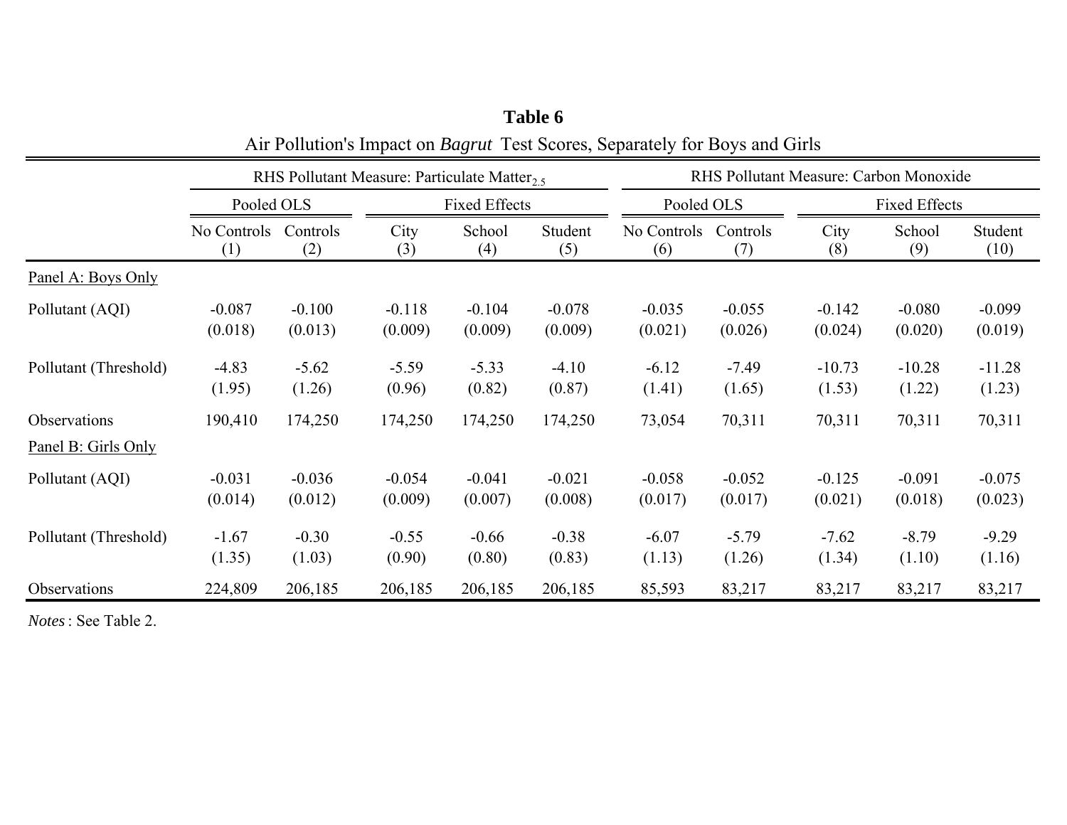# Table 6

Air Pollution's Impact on *Bagrut* Test Scores, Separately for Boys and Girls

| | RHS Pollutant Measure: Particulate Matter$_{2.5}$ | | | | | RHS Pollutant Measure: Carbon Monoxide | | | | |
|---|---|---|---|---|---|---|---|---|---|---|
| | Pooled OLS | | Fixed Effects | | | Pooled OLS | | Fixed Effects | | |
| | No Controls (1) | Controls (2) | City (3) | School (4) | Student (5) | No Controls (6) | Controls (7) | City (8) | School (9) | Student (10) |
| Panel A: Boys Only | | | | | | | | | | |
| Pollutant (AQI) | -0.087 | -0.100 | -0.118 | -0.104 | -0.078 | -0.035 | -0.055 | -0.142 | -0.080 | -0.099 |
| | (0.018) | (0.013) | (0.009) | (0.009) | (0.009) | (0.021) | (0.026) | (0.024) | (0.020) | (0.019) |
| Pollutant (Threshold) | -4.83 | -5.62 | -5.59 | -5.33 | -4.10 | -6.12 | -7.49 | -10.73 | -10.28 | -11.28 |
| | (1.95) | (1.26) | (0.96) | (0.82) | (0.87) | (1.41) | (1.65) | (1.53) | (1.22) | (1.23) |
| Observations | 190,410 | 174,250 | 174,250 | 174,250 | 174,250 | 73,054 | 70,311 | 70,311 | 70,311 | 70,311 |
| Panel B: Girls Only | | | | | | | | | | |
| Pollutant (AQI) | -0.031 | -0.036 | -0.054 | -0.041 | -0.021 | -0.058 | -0.052 | -0.125 | -0.091 | -0.075 |
| | (0.014) | (0.012) | (0.009) | (0.007) | (0.008) | (0.017) | (0.017) | (0.021) | (0.018) | (0.023) |
| Pollutant (Threshold) | -1.67 | -0.30 | -0.55 | -0.66 | -0.38 | -6.07 | -5.79 | -7.62 | -8.79 | -9.29 |
| | (1.35) | (1.03) | (0.90) | (0.80) | (0.83) | (1.13) | (1.26) | (1.34) | (1.10) | (1.16) |
| Observations | 224,809 | 206,185 | 206,185 | 206,185 | 206,185 | 85,593 | 83,217 | 83,217 | 83,217 | 83,217 |

*Notes*: See Table 2.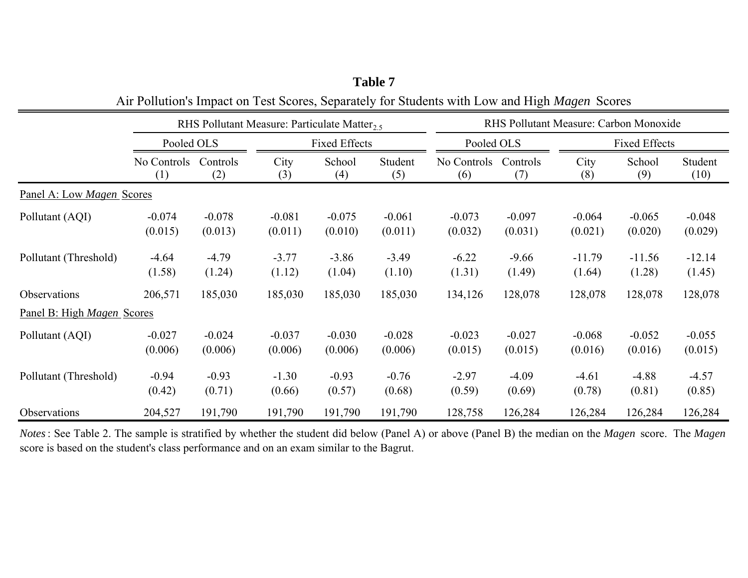# Table 7

Air Pollution's Impact on Test Scores, Separately for Students with Low and High *Magen* Scores

| | RHS Pollutant Measure: Particulate Matter$_{2.5}$ | | | | | RHS Pollutant Measure: Carbon Monoxide | | | | |
|---|---|---|---|---|---|---|---|---|---|---|
| | Pooled OLS | | Fixed Effects | | | Pooled OLS | | Fixed Effects | | |
| | No Controls (1) | Controls (2) | City (3) | School (4) | Student (5) | No Controls (6) | Controls (7) | City (8) | School (9) | Student (10) |
| Panel A: Low *Magen* Scores | | | | | | | | | | |
| Pollutant (AQI) | -0.074 | -0.078 | -0.081 | -0.075 | -0.061 | -0.073 | -0.097 | -0.064 | -0.065 | -0.048 |
| | (0.015) | (0.013) | (0.011) | (0.010) | (0.011) | (0.032) | (0.031) | (0.021) | (0.020) | (0.029) |
| Pollutant (Threshold) | -4.64 | -4.79 | -3.77 | -3.86 | -3.49 | -6.22 | -9.66 | -11.79 | -11.56 | -12.14 |
| | (1.58) | (1.24) | (1.12) | (1.04) | (1.10) | (1.31) | (1.49) | (1.64) | (1.28) | (1.45) |
| Observations | 206,571 | 185,030 | 185,030 | 185,030 | 185,030 | 134,126 | 128,078 | 128,078 | 128,078 | 128,078 |
| Panel B: High *Magen* Scores | | | | | | | | | | |
| Pollutant (AQI) | -0.027 | -0.024 | -0.037 | -0.030 | -0.028 | -0.023 | -0.027 | -0.068 | -0.052 | -0.055 |
| | (0.006) | (0.006) | (0.006) | (0.006) | (0.006) | (0.015) | (0.015) | (0.016) | (0.016) | (0.015) |
| Pollutant (Threshold) | -0.94 | -0.93 | -1.30 | -0.93 | -0.76 | -2.97 | -4.09 | -4.61 | -4.88 | -4.57 |
| | (0.42) | (0.71) | (0.66) | (0.57) | (0.68) | (0.59) | (0.69) | (0.78) | (0.81) | (0.85) |
| Observations | 204,527 | 191,790 | 191,790 | 191,790 | 191,790 | 128,758 | 126,284 | 126,284 | 126,284 | 126,284 |

*Notes*: See Table 2. The sample is stratified by whether the student did below (Panel A) or above (Panel B) the median on the *Magen* score. The *Magen* score is based on the student's class performance and on an exam similar to the Bagrut.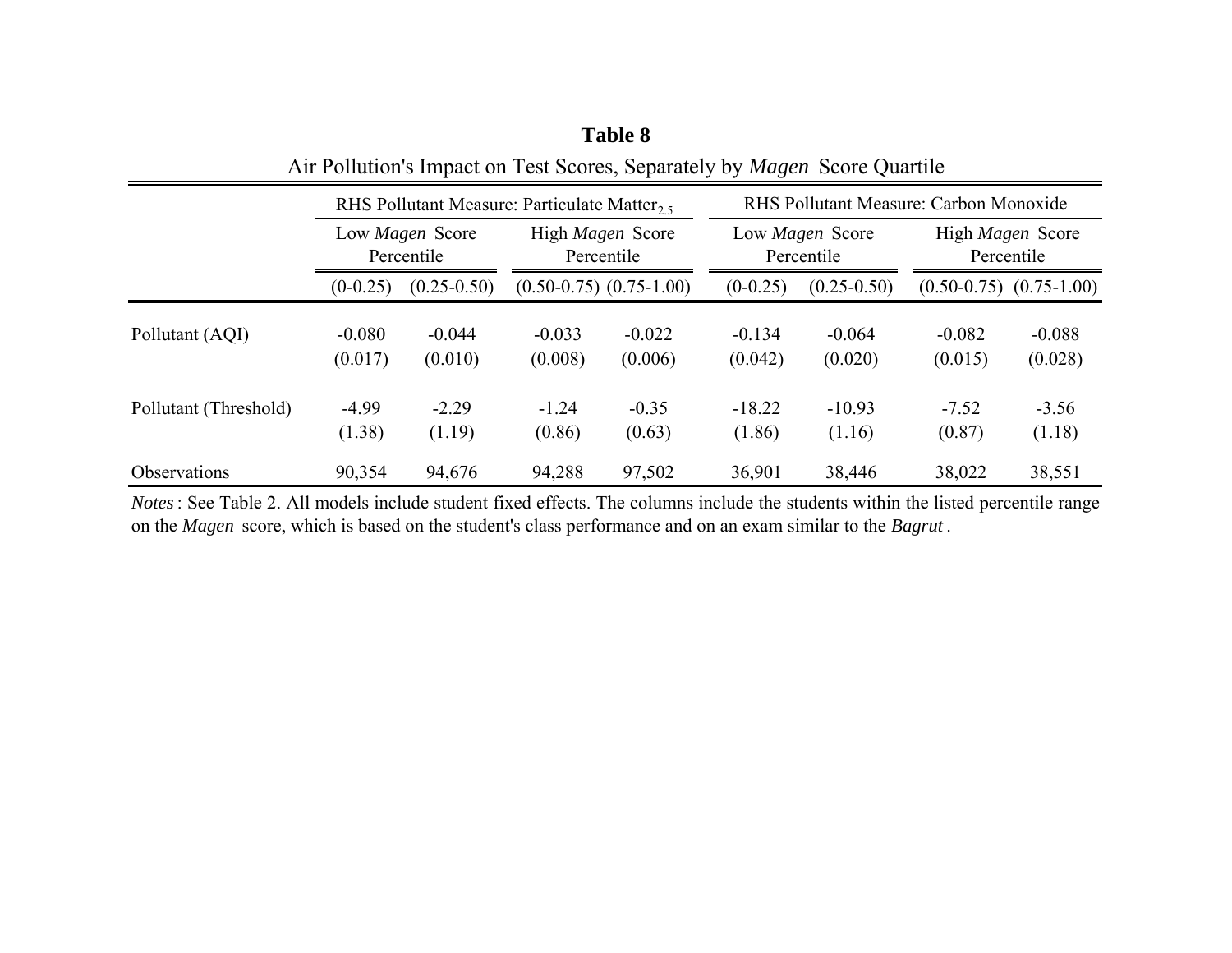**Table 8**

Air Pollution's Impact on Test Scores, Separately by *Magen* Score Quartile

| | RHS Pollutant Measure: Particulate Matter$_{2.5}$ | | | | RHS Pollutant Measure: Carbon Monoxide | | | |
|---|---|---|---|---|---|---|---|---|
| | Low *Magen* Score Percentile | | High *Magen* Score Percentile | | Low *Magen* Score Percentile | | High *Magen* Score Percentile | |
| | (0-0.25) | (0.25-0.50) | (0.50-0.75) | (0.75-1.00) | (0-0.25) | (0.25-0.50) | (0.50-0.75) | (0.75-1.00) |
| Pollutant (AQI) | -0.080 | -0.044 | -0.033 | -0.022 | -0.134 | -0.064 | -0.082 | -0.088 |
| | (0.017) | (0.010) | (0.008) | (0.006) | (0.042) | (0.020) | (0.015) | (0.028) |
| Pollutant (Threshold) | -4.99 | -2.29 | -1.24 | -0.35 | -18.22 | -10.93 | -7.52 | -3.56 |
| | (1.38) | (1.19) | (0.86) | (0.63) | (1.86) | (1.16) | (0.87) | (1.18) |
| Observations | 90,354 | 94,676 | 94,288 | 97,502 | 36,901 | 38,446 | 38,022 | 38,551 |

*Notes*: See Table 2. All models include student fixed effects. The columns include the students within the listed percentile range on the *Magen* score, which is based on the student's class performance and on an exam similar to the *Bagrut*.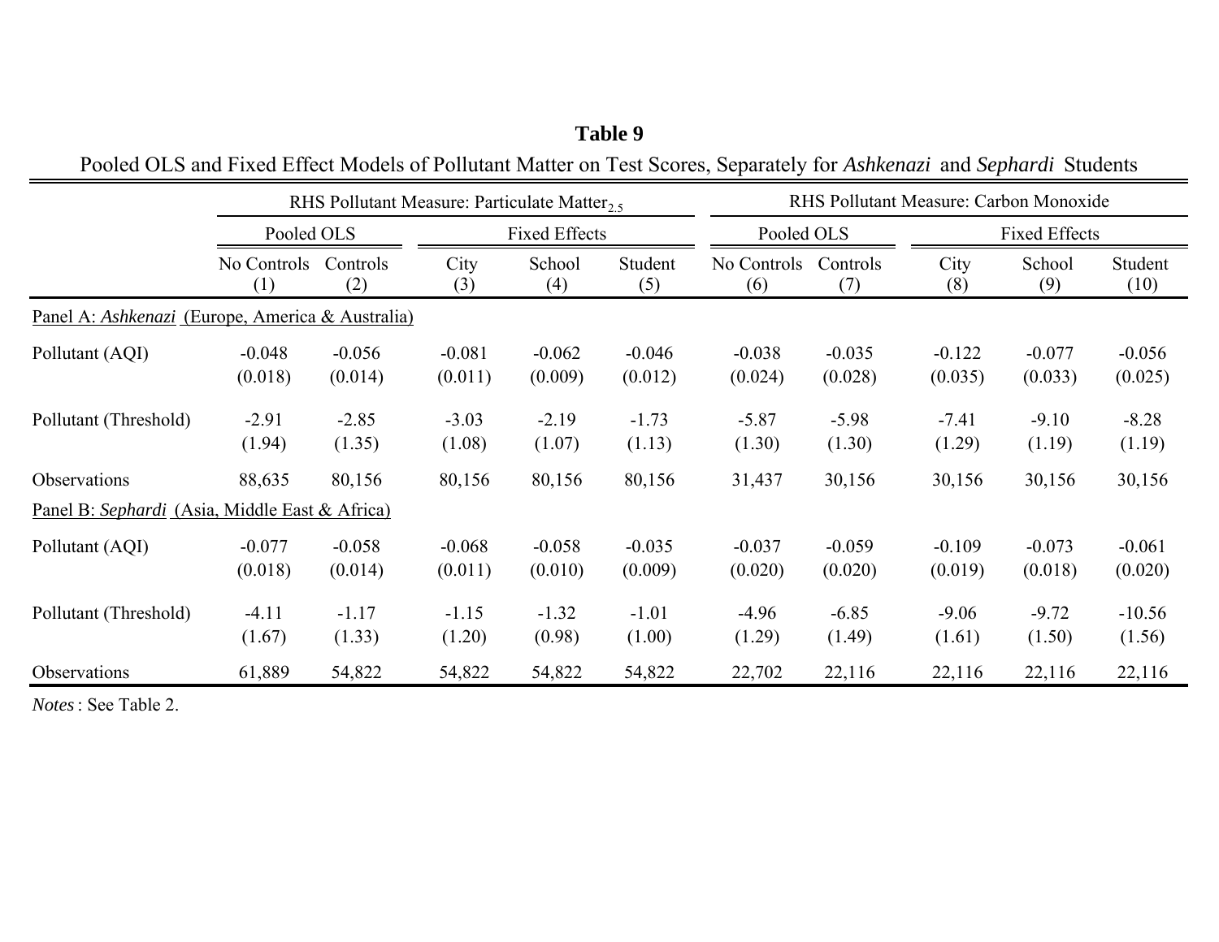**Table 9**

Pooled OLS and Fixed Effect Models of Pollutant Matter on Test Scores, Separately for *Ashkenazi* and *Sephardi* Students

| | RHS Pollutant Measure: Particulate Matter$_{2.5}$ | | | | | RHS Pollutant Measure: Carbon Monoxide | | | | |
|---|---|---|---|---|---|---|---|---|---|---|
| | Pooled OLS | | Fixed Effects | | | Pooled OLS | | Fixed Effects | | |
| | No Controls (1) | Controls (2) | City (3) | School (4) | Student (5) | No Controls (6) | Controls (7) | City (8) | School (9) | Student (10) |
| Panel A: *Ashkenazi* (Europe, America & Australia) | | | | | | | | | | |
| Pollutant (AQI) | -0.048 | -0.056 | -0.081 | -0.062 | -0.046 | -0.038 | -0.035 | -0.122 | -0.077 | -0.056 |
| | (0.018) | (0.014) | (0.011) | (0.009) | (0.012) | (0.024) | (0.028) | (0.035) | (0.033) | (0.025) |
| Pollutant (Threshold) | -2.91 | -2.85 | -3.03 | -2.19 | -1.73 | -5.87 | -5.98 | -7.41 | -9.10 | -8.28 |
| | (1.94) | (1.35) | (1.08) | (1.07) | (1.13) | (1.30) | (1.30) | (1.29) | (1.19) | (1.19) |
| Observations | 88,635 | 80,156 | 80,156 | 80,156 | 80,156 | 31,437 | 30,156 | 30,156 | 30,156 | 30,156 |
| Panel B: *Sephardi* (Asia, Middle East & Africa) | | | | | | | | | | |
| Pollutant (AQI) | -0.077 | -0.058 | -0.068 | -0.058 | -0.035 | -0.037 | -0.059 | -0.109 | -0.073 | -0.061 |
| | (0.018) | (0.014) | (0.011) | (0.010) | (0.009) | (0.020) | (0.020) | (0.019) | (0.018) | (0.020) |
| Pollutant (Threshold) | -4.11 | -1.17 | -1.15 | -1.32 | -1.01 | -4.96 | -6.85 | -9.06 | -9.72 | -10.56 |
| | (1.67) | (1.33) | (1.20) | (0.98) | (1.00) | (1.29) | (1.49) | (1.61) | (1.50) | (1.56) |
| Observations | 61,889 | 54,822 | 54,822 | 54,822 | 54,822 | 22,702 | 22,116 | 22,116 | 22,116 | 22,116 |

*Notes* : See Table 2.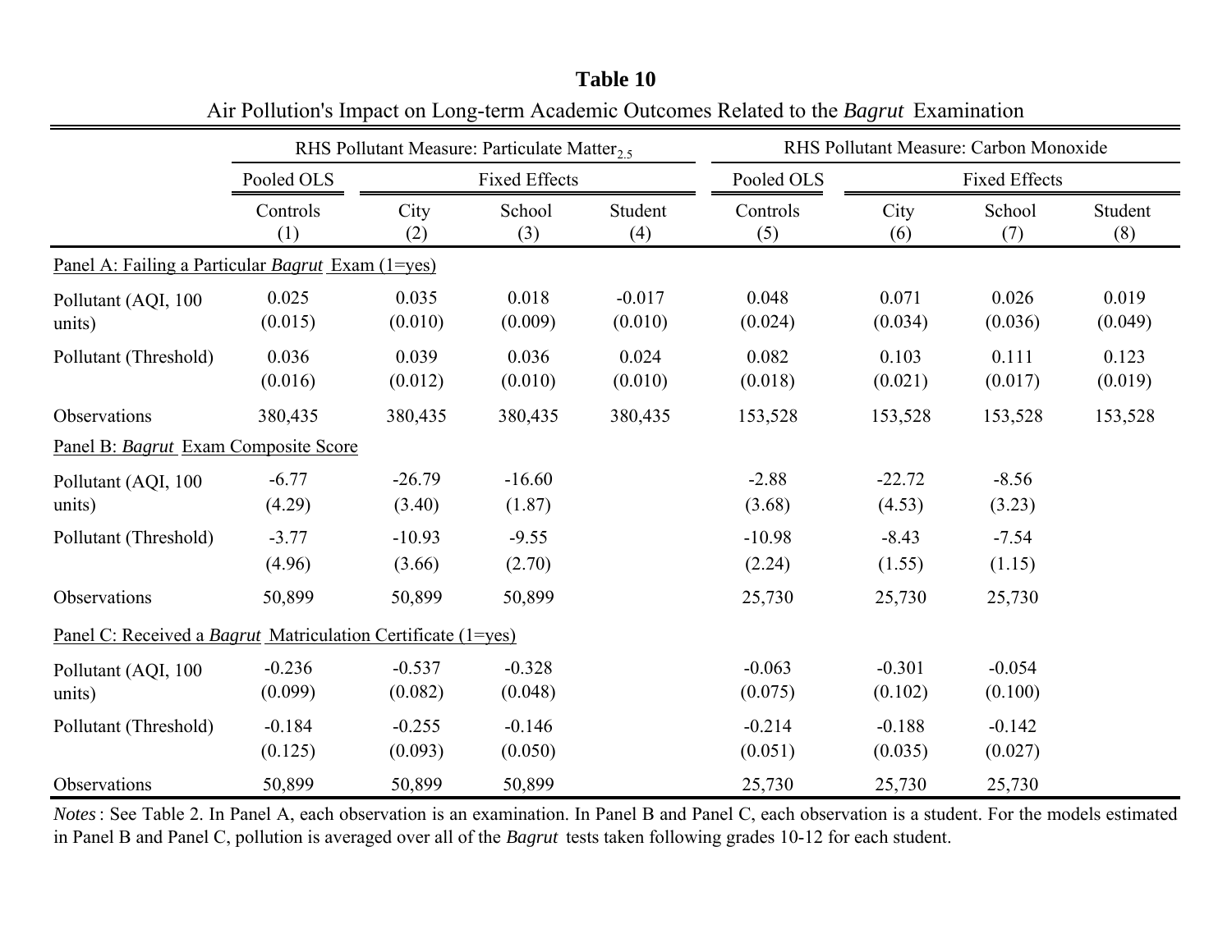**Table 10**

Air Pollution's Impact on Long-term Academic Outcomes Related to the *Bagrut* Examination

| | RHS Pollutant Measure: Particulate Matter$_{2.5}$ | | | | RHS Pollutant Measure: Carbon Monoxide | | | |
|---|---|---|---|---|---|---|---|---|
| | Pooled OLS | Fixed Effects | | | Pooled OLS | Fixed Effects | | |
| | Controls (1) | City (2) | School (3) | Student (4) | Controls (5) | City (6) | School (7) | Student (8) |
| Panel A: Failing a Particular *Bagrut* Exam (1=yes) | | | | | | | | |
| Pollutant (AQI, 100 units) | 0.025 | 0.035 | 0.018 | -0.017 | 0.048 | 0.071 | 0.026 | 0.019 |
| | (0.015) | (0.010) | (0.009) | (0.010) | (0.024) | (0.034) | (0.036) | (0.049) |
| Pollutant (Threshold) | 0.036 | 0.039 | 0.036 | 0.024 | 0.082 | 0.103 | 0.111 | 0.123 |
| | (0.016) | (0.012) | (0.010) | (0.010) | (0.018) | (0.021) | (0.017) | (0.019) |
| Observations | 380,435 | 380,435 | 380,435 | 380,435 | 153,528 | 153,528 | 153,528 | 153,528 |
| Panel B: *Bagrut* Exam Composite Score | | | | | | | | |
| Pollutant (AQI, 100 units) | -6.77 | -26.79 | -16.60 | | -2.88 | -22.72 | -8.56 | |
| | (4.29) | (3.40) | (1.87) | | (3.68) | (4.53) | (3.23) | |
| Pollutant (Threshold) | -3.77 | -10.93 | -9.55 | | -10.98 | -8.43 | -7.54 | |
| | (4.96) | (3.66) | (2.70) | | (2.24) | (1.55) | (1.15) | |
| Observations | 50,899 | 50,899 | 50,899 | | 25,730 | 25,730 | 25,730 | |
| Panel C: Received a *Bagrut* Matriculation Certificate (1=yes) | | | | | | | | |
| Pollutant (AQI, 100 units) | -0.236 | -0.537 | -0.328 | | -0.063 | -0.301 | -0.054 | |
| | (0.099) | (0.082) | (0.048) | | (0.075) | (0.102) | (0.100) | |
| Pollutant (Threshold) | -0.184 | -0.255 | -0.146 | | -0.214 | -0.188 | -0.142 | |
| | (0.125) | (0.093) | (0.050) | | (0.051) | (0.035) | (0.027) | |
| Observations | 50,899 | 50,899 | 50,899 | | 25,730 | 25,730 | 25,730 | |

*Notes*: See Table 2. In Panel A, each observation is an examination. In Panel B and Panel C, each observation is a student. For the models estimated in Panel B and Panel C, pollution is averaged over all of the *Bagrut* tests taken following grades 10-12 for each student.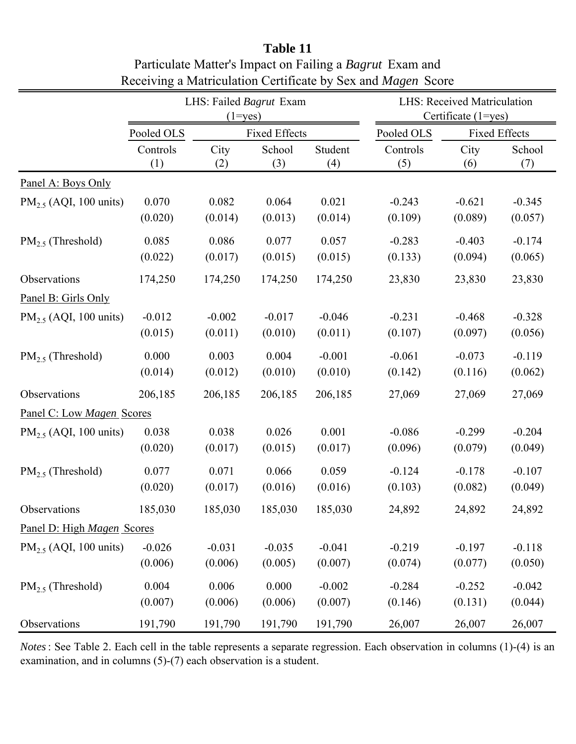# Table 11

Particulate Matter's Impact on Failing a *Bagrut* Exam and Receiving a Matriculation Certificate by Sex and *Magen* Score

| | LHS: Failed *Bagrut* Exam (1=yes) | | | | LHS: Received Matriculation Certificate (1=yes) | | |
|---|---|---|---|---|---|---|---|
| | Pooled OLS | Fixed Effects | | | Pooled OLS | Fixed Effects | |
| | Controls | City | School | Student | Controls | City | School |
| | (1) | (2) | (3) | (4) | (5) | (6) | (7) |
| Panel A: Boys Only | | | | | | | |
| $PM_{2.5}$ (AQI, 100 units) | 0.070 | 0.082 | 0.064 | 0.021 | -0.243 | -0.621 | -0.345 |
| | (0.020) | (0.014) | (0.013) | (0.014) | (0.109) | (0.089) | (0.057) |
| $PM_{2.5}$ (Threshold) | 0.085 | 0.086 | 0.077 | 0.057 | -0.283 | -0.403 | -0.174 |
| | (0.022) | (0.017) | (0.015) | (0.015) | (0.133) | (0.094) | (0.065) |
| Observations | 174,250 | 174,250 | 174,250 | 174,250 | 23,830 | 23,830 | 23,830 |
| Panel B: Girls Only | | | | | | | |
| $PM_{2.5}$ (AQI, 100 units) | -0.012 | -0.002 | -0.017 | -0.046 | -0.231 | -0.468 | -0.328 |
| | (0.015) | (0.011) | (0.010) | (0.011) | (0.107) | (0.097) | (0.056) |
| $PM_{2.5}$ (Threshold) | 0.000 | 0.003 | 0.004 | -0.001 | -0.061 | -0.073 | -0.119 |
| | (0.014) | (0.012) | (0.010) | (0.010) | (0.142) | (0.116) | (0.062) |
| Observations | 206,185 | 206,185 | 206,185 | 206,185 | 27,069 | 27,069 | 27,069 |
| Panel C: Low *Magen* Scores | | | | | | | |
| $PM_{2.5}$ (AQI, 100 units) | 0.038 | 0.038 | 0.026 | 0.001 | -0.086 | -0.299 | -0.204 |
| | (0.020) | (0.017) | (0.015) | (0.017) | (0.096) | (0.079) | (0.049) |
| $PM_{2.5}$ (Threshold) | 0.077 | 0.071 | 0.066 | 0.059 | -0.124 | -0.178 | -0.107 |
| | (0.020) | (0.017) | (0.016) | (0.016) | (0.103) | (0.082) | (0.049) |
| Observations | 185,030 | 185,030 | 185,030 | 185,030 | 24,892 | 24,892 | 24,892 |
| Panel D: High *Magen* Scores | | | | | | | |
| $PM_{2.5}$ (AQI, 100 units) | -0.026 | -0.031 | -0.035 | -0.041 | -0.219 | -0.197 | -0.118 |
| | (0.006) | (0.006) | (0.005) | (0.007) | (0.074) | (0.077) | (0.050) |
| $PM_{2.5}$ (Threshold) | 0.004 | 0.006 | 0.000 | -0.002 | -0.284 | -0.252 | -0.042 |
| | (0.007) | (0.006) | (0.006) | (0.007) | (0.146) | (0.131) | (0.044) |
| Observations | 191,790 | 191,790 | 191,790 | 191,790 | 26,007 | 26,007 | 26,007 |

*Notes*: See Table 2. Each cell in the table represents a separate regression. Each observation in columns (1)-(4) is an examination, and in columns (5)-(7) each observation is a student.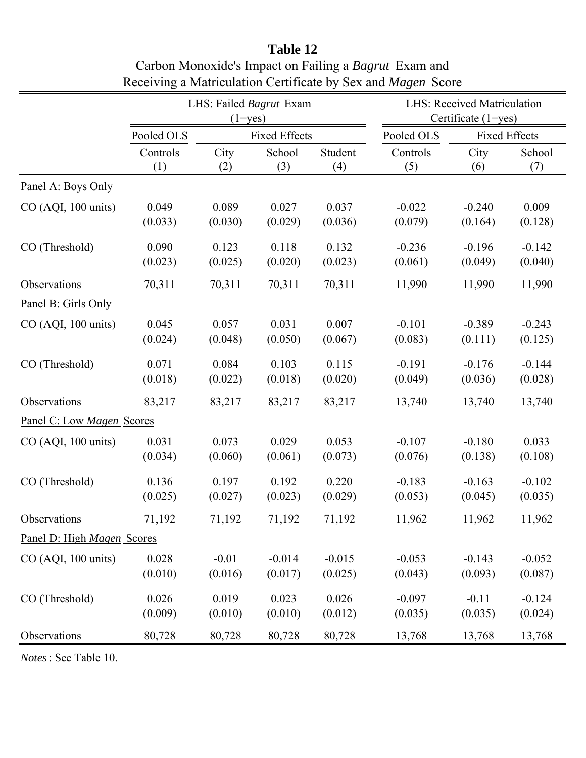# Table 12

Carbon Monoxide's Impact on Failing a *Bagrut* Exam and Receiving a Matriculation Certificate by Sex and *Magen* Score

| | LHS: Failed *Bagrut* Exam (1=yes) | | | | LHS: Received Matriculation Certificate (1=yes) | | |
|---|---|---|---|---|---|---|---|
| | Pooled OLS | Fixed Effects | | | Pooled OLS | Fixed Effects | |
| | Controls | City | School | Student | Controls | City | School |
| | (1) | (2) | (3) | (4) | (5) | (6) | (7) |
| Panel A: Boys Only | | | | | | | |
| CO (AQI, 100 units) | 0.049 | 0.089 | 0.027 | 0.037 | -0.022 | -0.240 | 0.009 |
| | (0.033) | (0.030) | (0.029) | (0.036) | (0.079) | (0.164) | (0.128) |
| CO (Threshold) | 0.090 | 0.123 | 0.118 | 0.132 | -0.236 | -0.196 | -0.142 |
| | (0.023) | (0.025) | (0.020) | (0.023) | (0.061) | (0.049) | (0.040) |
| Observations | 70,311 | 70,311 | 70,311 | 70,311 | 11,990 | 11,990 | 11,990 |
| Panel B: Girls Only | | | | | | | |
| CO (AQI, 100 units) | 0.045 | 0.057 | 0.031 | 0.007 | -0.101 | -0.389 | -0.243 |
| | (0.024) | (0.048) | (0.050) | (0.067) | (0.083) | (0.111) | (0.125) |
| CO (Threshold) | 0.071 | 0.084 | 0.103 | 0.115 | -0.191 | -0.176 | -0.144 |
| | (0.018) | (0.022) | (0.018) | (0.020) | (0.049) | (0.036) | (0.028) |
| Observations | 83,217 | 83,217 | 83,217 | 83,217 | 13,740 | 13,740 | 13,740 |
| Panel C: Low *Magen* Scores | | | | | | | |
| CO (AQI, 100 units) | 0.031 | 0.073 | 0.029 | 0.053 | -0.107 | -0.180 | 0.033 |
| | (0.034) | (0.060) | (0.061) | (0.073) | (0.076) | (0.138) | (0.108) |
| CO (Threshold) | 0.136 | 0.197 | 0.192 | 0.220 | -0.183 | -0.163 | -0.102 |
| | (0.025) | (0.027) | (0.023) | (0.029) | (0.053) | (0.045) | (0.035) |
| Observations | 71,192 | 71,192 | 71,192 | 71,192 | 11,962 | 11,962 | 11,962 |
| Panel D: High *Magen* Scores | | | | | | | |
| CO (AQI, 100 units) | 0.028 | -0.01 | -0.014 | -0.015 | -0.053 | -0.143 | -0.052 |
| | (0.010) | (0.016) | (0.017) | (0.025) | (0.043) | (0.093) | (0.087) |
| CO (Threshold) | 0.026 | 0.019 | 0.023 | 0.026 | -0.097 | -0.11 | -0.124 |
| | (0.009) | (0.010) | (0.010) | (0.012) | (0.035) | (0.035) | (0.024) |
| Observations | 80,728 | 80,728 | 80,728 | 80,728 | 13,768 | 13,768 | 13,768 |

*Notes*: See Table 10.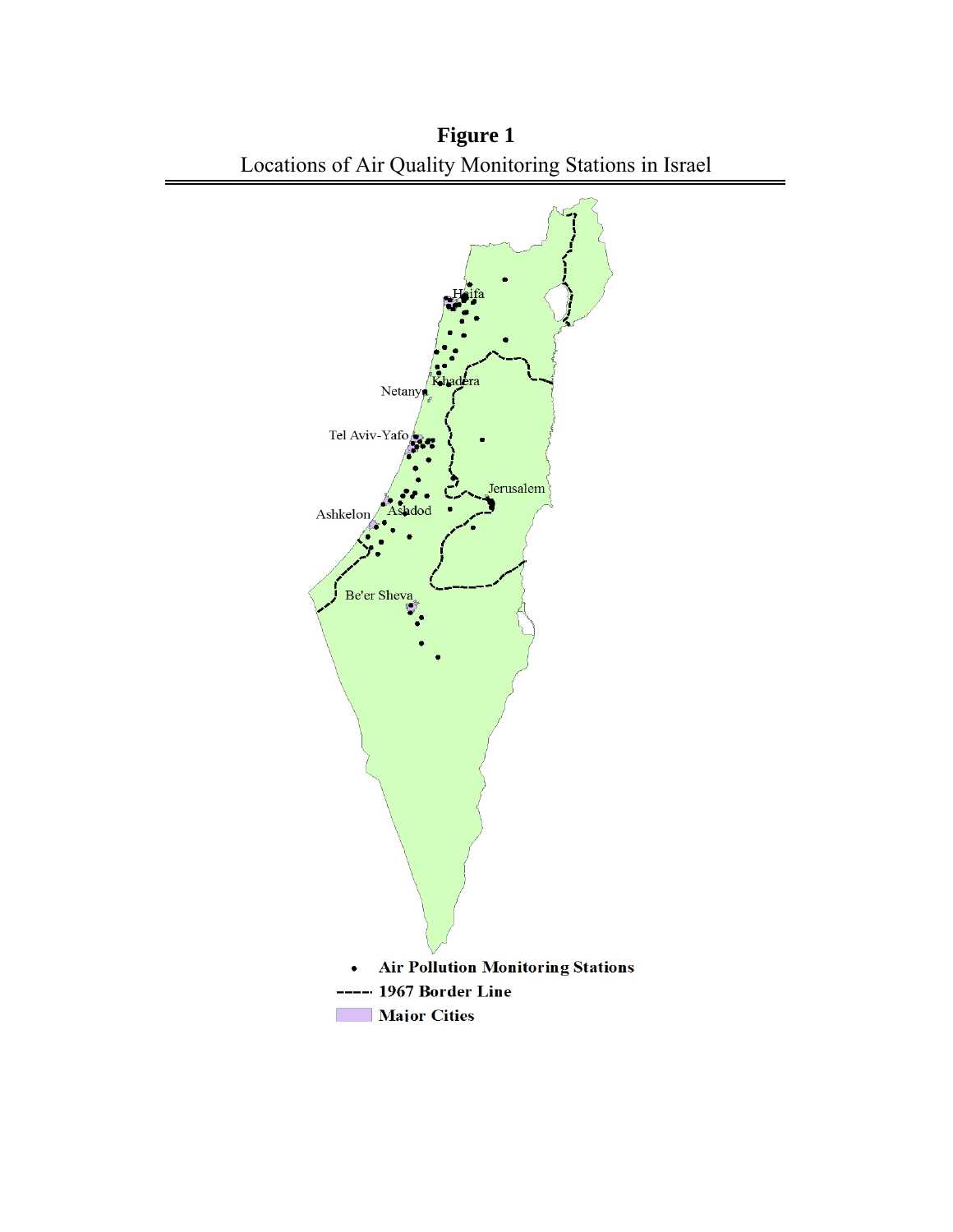**Figure 1**

Locations of Air Quality Monitoring Stations in Israel

• Air Pollution Monitoring Stations

---- 1967 Border Line

Major Cities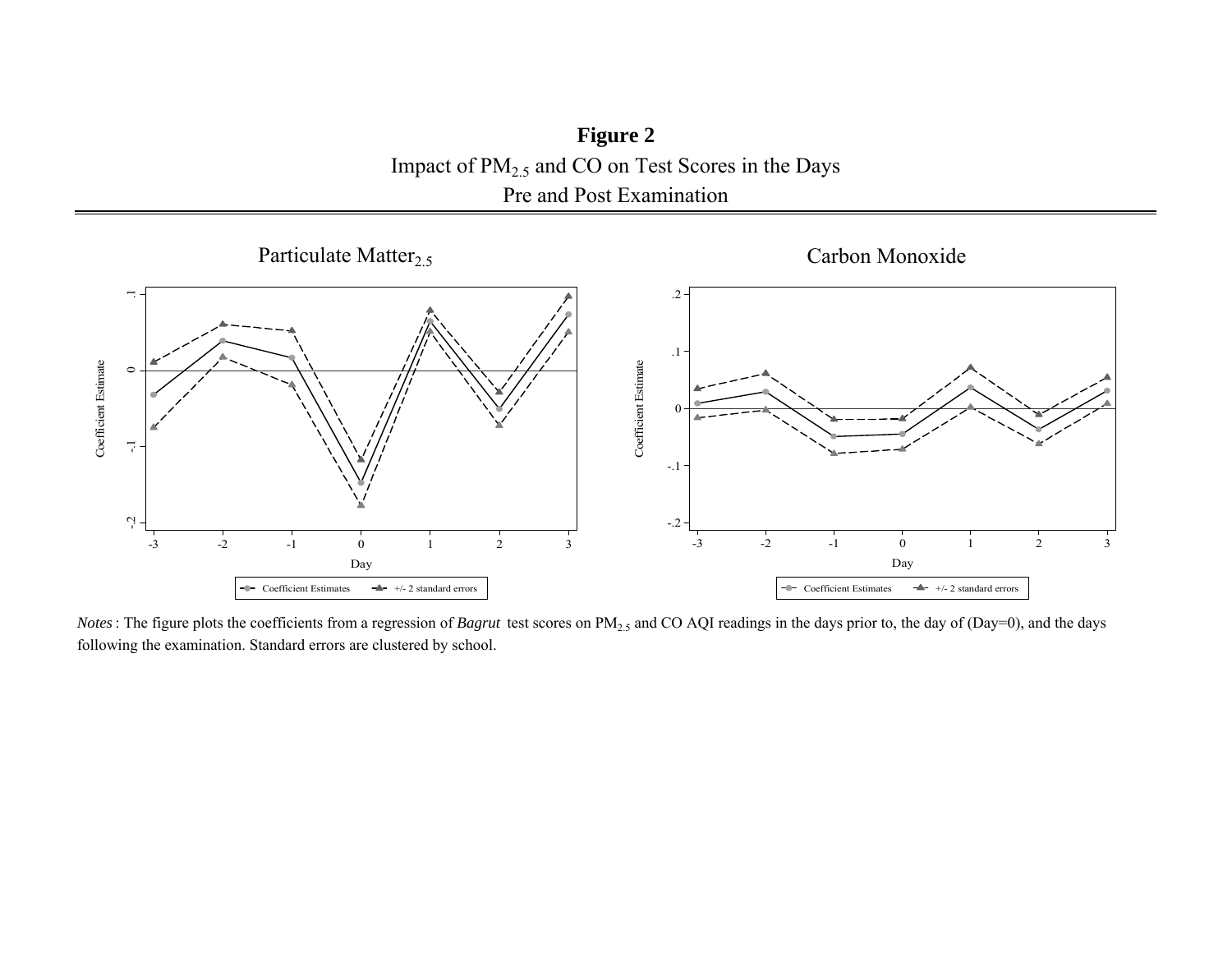**Figure 2**

Impact of $PM_{2.5}$ and CO on Test Scores in the Days Pre and Post Examination

*Notes*: The figure plots the coefficients from a regression of *Bagrut* test scores on $PM_{2.5}$ and CO AQI readings in the days prior to, the day of (Day=0), and the days following the examination. Standard errors are clustered by school.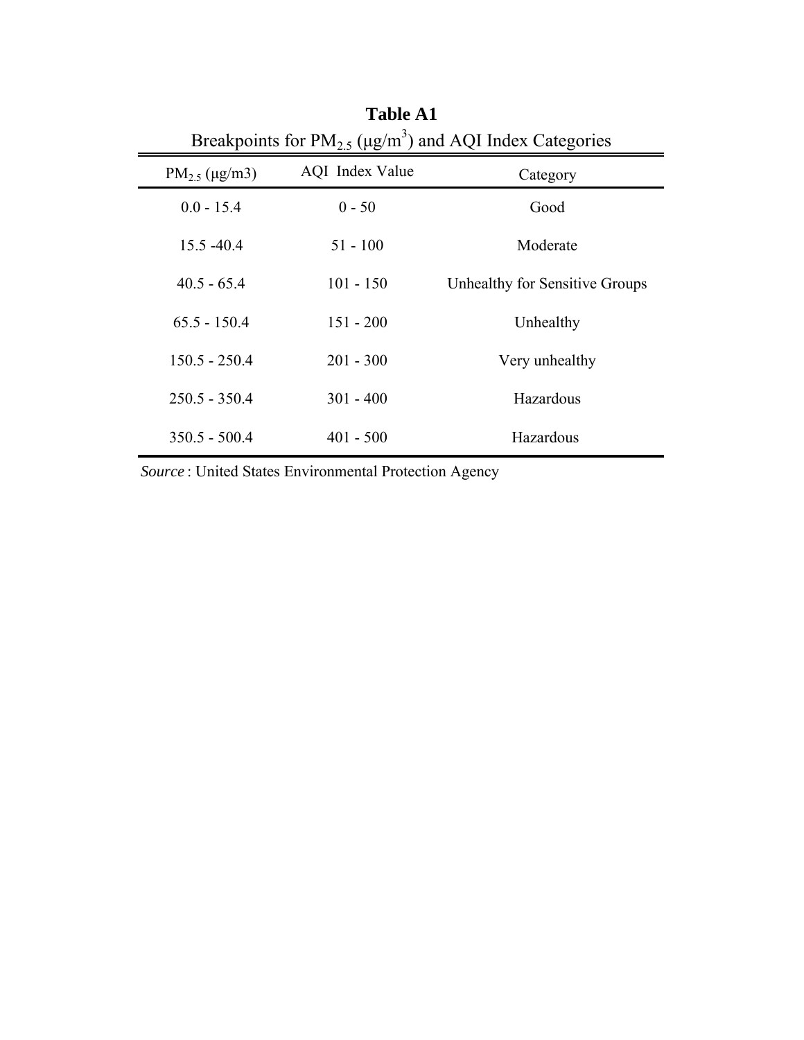**Table A1**

Breakpoints for $PM_{2.5}$ ($\mu g/m^3$) and AQI Index Categories

| $PM_{2.5}$ (μg/m3) | AQI Index Value | Category |
|---|---|---|
| 0.0 - 15.4 | 0 - 50 | Good |
| 15.5 -40.4 | 51 - 100 | Moderate |
| 40.5 - 65.4 | 101 - 150 | Unhealthy for Sensitive Groups |
| 65.5 - 150.4 | 151 - 200 | Unhealthy |
| 150.5 - 250.4 | 201 - 300 | Very unhealthy |
| 250.5 - 350.4 | 301 - 400 | Hazardous |
| 350.5 - 500.4 | 401 - 500 | Hazardous |

*Source* : United States Environmental Protection Agency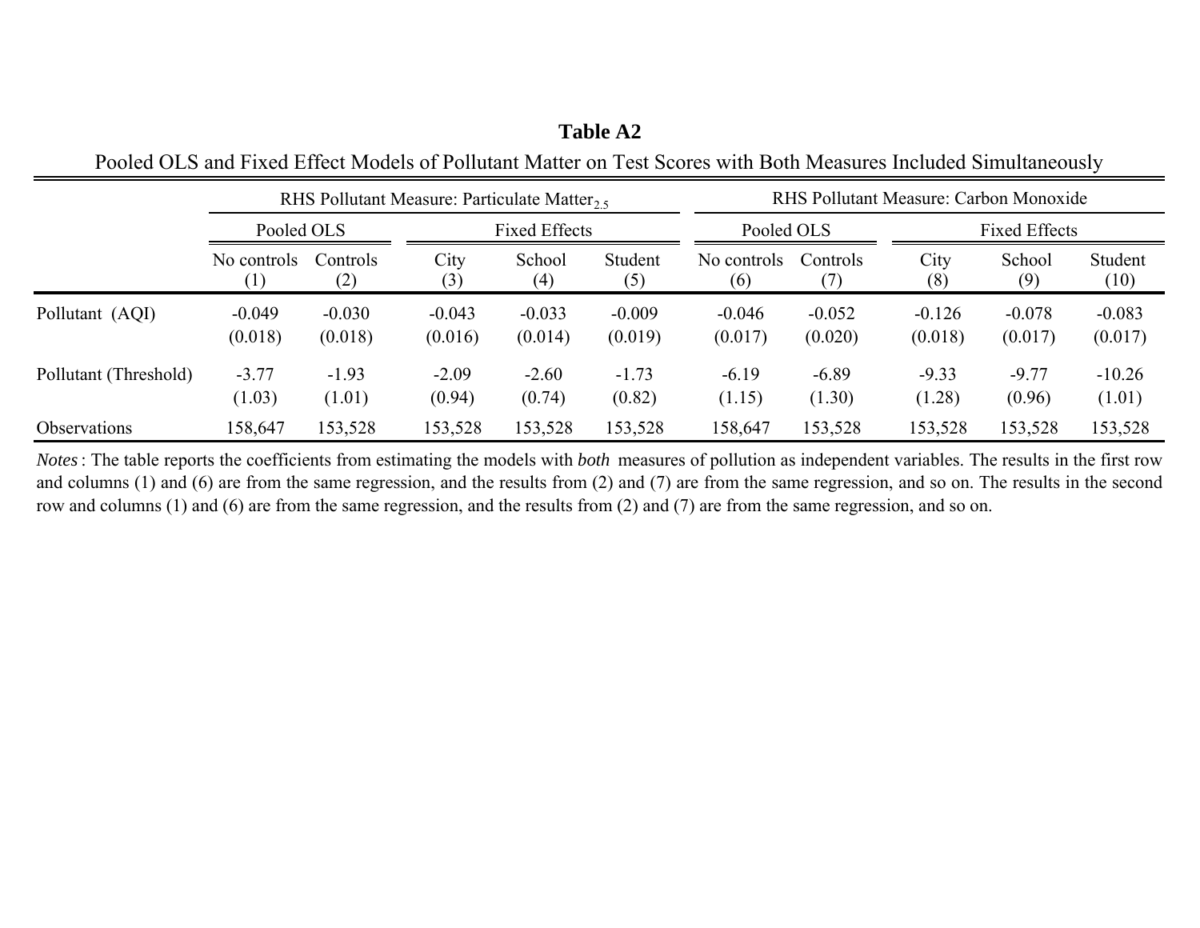**Table A2**

Pooled OLS and Fixed Effect Models of Pollutant Matter on Test Scores with Both Measures Included Simultaneously

| | RHS Pollutant Measure: Particulate Matter$_{2.5}$ | | | | | RHS Pollutant Measure: Carbon Monoxide | | | | |
|---|---|---|---|---|---|---|---|---|---|---|
| | Pooled OLS | | Fixed Effects | | | Pooled OLS | | Fixed Effects | | |
| | No controls (1) | Controls (2) | City (3) | School (4) | Student (5) | No controls (6) | Controls (7) | City (8) | School (9) | Student (10) |
| Pollutant (AQI) | -0.049 | -0.030 | -0.043 | -0.033 | -0.009 | -0.046 | -0.052 | -0.126 | -0.078 | -0.083 |
| | (0.018) | (0.018) | (0.016) | (0.014) | (0.019) | (0.017) | (0.020) | (0.018) | (0.017) | (0.017) |
| Pollutant (Threshold) | -3.77 | -1.93 | -2.09 | -2.60 | -1.73 | -6.19 | -6.89 | -9.33 | -9.77 | -10.26 |
| | (1.03) | (1.01) | (0.94) | (0.74) | (0.82) | (1.15) | (1.30) | (1.28) | (0.96) | (1.01) |
| Observations | 158,647 | 153,528 | 153,528 | 153,528 | 153,528 | 158,647 | 153,528 | 153,528 | 153,528 | 153,528 |

*Notes*: The table reports the coefficients from estimating the models with *both* measures of pollution as independent variables. The results in the first row and columns (1) and (6) are from the same regression, and the results from (2) and (7) are from the same regression, and so on. The results in the second row and columns (1) and (6) are from the same regression, and the results from (2) and (7) are from the same regression, and so on.